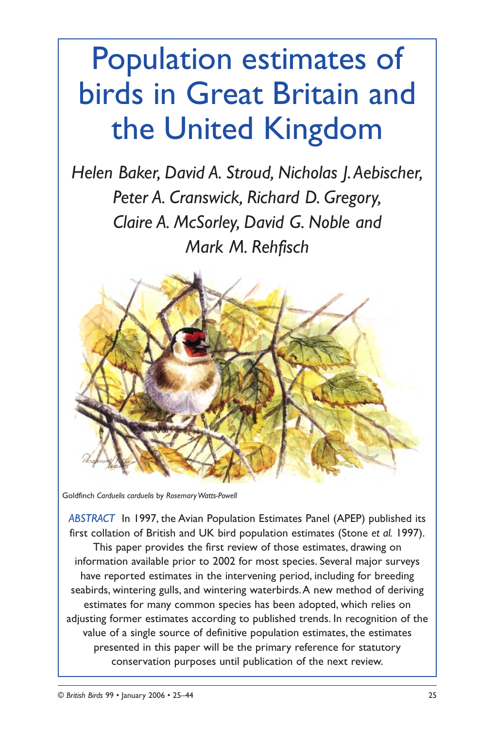# Population estimates of birds in Great Britain and the United Kingdom

*Helen Baker, David A. Stroud, Nicholas J. Aebischer, Peter A. Cranswick, Richard D. Gregory, Claire A. McSorley, David G. Noble and Mark M. Rehfisch*

Goldfinch *Carduelis carduelis* by *Rosemary Watts-Powell*

*ABSTRACT* In 1997, the Avian Population Estimates Panel (APEP) published its first collation of British and UK bird population estimates (Stone *et al.* 1997). This paper provides the first review of those estimates, drawing on information available prior to 2002 for most species. Several major surveys have reported estimates in the intervening period, including for breeding seabirds, wintering gulls, and wintering waterbirds. A new method of deriving estimates for many common species has been adopted, which relies on adjusting former estimates according to published trends. In recognition of the value of a single source of definitive population estimates, the estimates presented in this paper will be the primary reference for statutory conservation purposes until publication of the next review.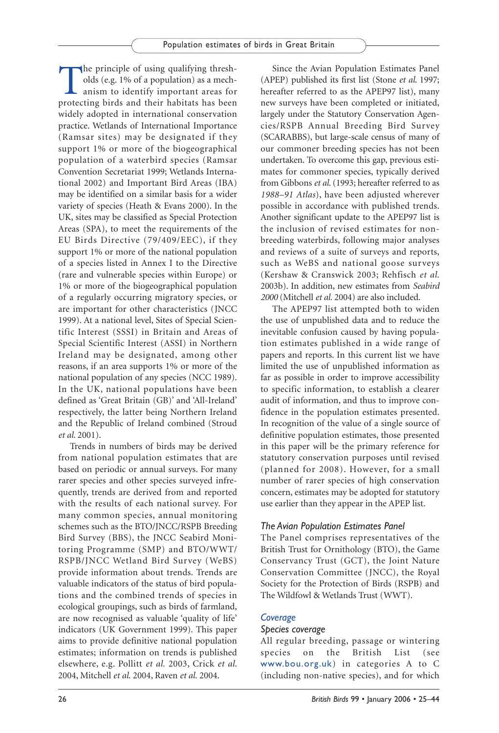The principle of using qualifying thresholds (e.g. 1% of a population) as a mechanism to identify important areas for protecting birds and their habitats has been widely adopted in international conservation practice. Wetlands of International Importance (Ramsar sites) may be designated if they support 1% or more of the biogeographical population of a waterbird species (Ramsar Convention Secretariat 1999; Wetlands International 2002) and Important Bird Areas (IBA) may be identified on a similar basis for a wider variety of species (Heath & Evans 2000). In the UK, sites may be classified as Special Protection Areas (SPA), to meet the requirements of the EU Birds Directive (79/409/EEC), if they support 1% or more of the national population of a species listed in Annex I to the Directive (rare and vulnerable species within Europe) or 1% or more of the biogeographical population of a regularly occurring migratory species, or are important for other characteristics (JNCC 1999). At a national level, Sites of Special Scientific Interest (SSSI) in Britain and Areas of Special Scientific Interest (ASSI) in Northern Ireland may be designated, among other reasons, if an area supports 1% or more of the national population of any species (NCC 1989). In the UK, national populations have been defined as 'Great Britain (GB)' and 'All-Ireland' respectively, the latter being Northern Ireland and the Republic of Ireland combined (Stroud *et al.* 2001).

Trends in numbers of birds may be derived from national population estimates that are based on periodic or annual surveys. For many rarer species and other species surveyed infrequently, trends are derived from and reported with the results of each national survey. For many common species, annual monitoring schemes such as the BTO/JNCC/RSPB Breeding Bird Survey (BBS), the JNCC Seabird Monitoring Programme (SMP) and BTO/WWT/RSPB/JNCC Wetland Bird Survey (WeBS) provide information about trends. Trends are valuable indicators of the status of bird populations and the combined trends of species in ecological groupings, such as birds of farmland, are now recognised as valuable 'quality of life' indicators (UK Government 1999). This paper aims to provide definitive national population estimates; information on trends is published elsewhere, e.g. Pollitt *et al.* 2003, Crick *et al.* 2004, Mitchell *et al.* 2004, Raven *et al.* 2004.

Since the Avian Population Estimates Panel (APEP) published its first list (Stone *et al.* 1997; hereafter referred to as the APEP97 list), many new surveys have been completed or initiated, largely under the Statutory Conservation Agencies/RSPB Annual Breeding Bird Survey (SCARABBS), but large-scale census of many of our commoner breeding species has not been undertaken. To overcome this gap, previous estimates for commoner species, typically derived from Gibbons *et al.* (1993; hereafter referred to as *1988–91 Atlas*), have been adjusted wherever possible in accordance with published trends. Another significant update to the APEP97 list is the inclusion of revised estimates for non-breeding waterbirds, following major analyses and reviews of a suite of surveys and reports, such as WeBS and national goose surveys (Kershaw & Cranswick 2003; Rehfisch *et al.* 2003b). In addition, new estimates from *Seabird 2000* (Mitchell *et al.* 2004) are also included.

The APEP97 list attempted both to widen the use of unpublished data and to reduce the inevitable confusion caused by having population estimates published in a wide range of papers and reports. In this current list we have limited the use of unpublished information as far as possible in order to improve accessibility to specific information, to establish a clearer audit of information, and thus to improve confidence in the population estimates presented. In recognition of the value of a single source of definitive population estimates, those presented in this paper will be the primary reference for statutory conservation purposes until revised (planned for 2008). However, for a small number of rarer species of high conservation concern, estimates may be adopted for statutory use earlier than they appear in the APEP list.

### *The Avian Population Estimates Panel*

The Panel comprises representatives of the British Trust for Ornithology (BTO), the Game Conservancy Trust (GCT), the Joint Nature Conservation Committee (JNCC), the Royal Society for the Protection of Birds (RSPB) and The Wildfowl & Wetlands Trust (WWT).

## *Coverage*

### *Species coverage*

All regular breeding, passage or wintering species on the British List (see www.bou.org.uk) in categories A to C (including non-native species), and for which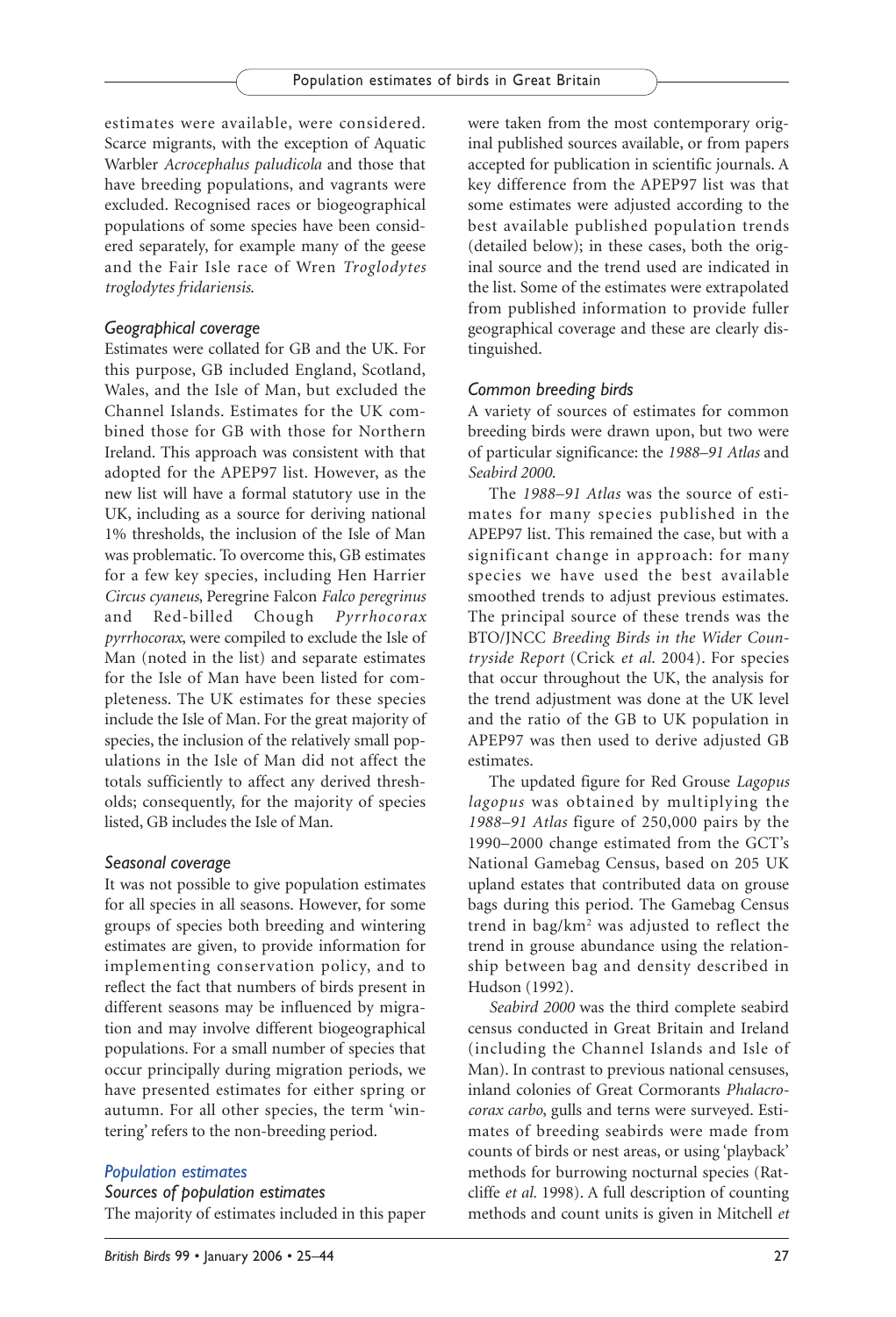estimates were available, were considered. Scarce migrants, with the exception of Aquatic Warbler *Acrocephalus paludicola* and those that have breeding populations, and vagrants were excluded. Recognised races or biogeographical populations of some species have been considered separately, for example many of the geese and the Fair Isle race of Wren *Troglodytes troglodytes fridariensis*.

### *Geographical coverage*

Estimates were collated for GB and the UK. For this purpose, GB included England, Scotland, Wales, and the Isle of Man, but excluded the Channel Islands. Estimates for the UK combined those for GB with those for Northern Ireland. This approach was consistent with that adopted for the APEP97 list. However, as the new list will have a formal statutory use in the UK, including as a source for deriving national 1% thresholds, the inclusion of the Isle of Man was problematic. To overcome this, GB estimates for a few key species, including Hen Harrier *Circus cyaneus*, Peregrine Falcon *Falco peregrinus* and Red-billed Chough *Pyrrhocorax pyrrhocorax*, were compiled to exclude the Isle of Man (noted in the list) and separate estimates for the Isle of Man have been listed for completeness. The UK estimates for these species include the Isle of Man. For the great majority of species, the inclusion of the relatively small populations in the Isle of Man did not affect the totals sufficiently to affect any derived thresholds; consequently, for the majority of species listed, GB includes the Isle of Man.

### *Seasonal coverage*

It was not possible to give population estimates for all species in all seasons. However, for some groups of species both breeding and wintering estimates are given, to provide information for implementing conservation policy, and to reflect the fact that numbers of birds present in different seasons may be influenced by migration and may involve different biogeographical populations. For a small number of species that occur principally during migration periods, we have presented estimates for either spring or autumn. For all other species, the term 'wintering' refers to the non-breeding period.

## *Population estimates*

### *Sources of population estimates*

The majority of estimates included in this paper were taken from the most contemporary original published sources available, or from papers accepted for publication in scientific journals. A key difference from the APEP97 list was that some estimates were adjusted according to the best available published population trends (detailed below); in these cases, both the original source and the trend used are indicated in the list. Some of the estimates were extrapolated from published information to provide fuller geographical coverage and these are clearly distinguished.

### *Common breeding birds*

A variety of sources of estimates for common breeding birds were drawn upon, but two were of particular significance: the *1988–91 Atlas* and *Seabird 2000*.

The *1988–91 Atlas* was the source of estimates for many species published in the APEP97 list. This remained the case, but with a significant change in approach: for many species we have used the best available smoothed trends to adjust previous estimates. The principal source of these trends was the BTO/JNCC *Breeding Birds in the Wider Countryside Report* (Crick *et al.* 2004). For species that occur throughout the UK, the analysis for the trend adjustment was done at the UK level and the ratio of the GB to UK population in APEP97 was then used to derive adjusted GB estimates.

The updated figure for Red Grouse *Lagopus lagopus* was obtained by multiplying the *1988–91 Atlas* figure of 250,000 pairs by the 1990–2000 change estimated from the GCT's National Gamebag Census, based on 205 UK upland estates that contributed data on grouse bags during this period. The Gamebag Census trend in bag/km$^2$ was adjusted to reflect the trend in grouse abundance using the relationship between bag and density described in Hudson (1992).

*Seabird 2000* was the third complete seabird census conducted in Great Britain and Ireland (including the Channel Islands and Isle of Man). In contrast to previous national censuses, inland colonies of Great Cormorants *Phalacrocorax carbo*, gulls and terns were surveyed. Estimates of breeding seabirds were made from counts of birds or nest areas, or using 'playback' methods for burrowing nocturnal species (Ratcliffe *et al.* 1998). A full description of counting methods and count units is given in Mitchell *et*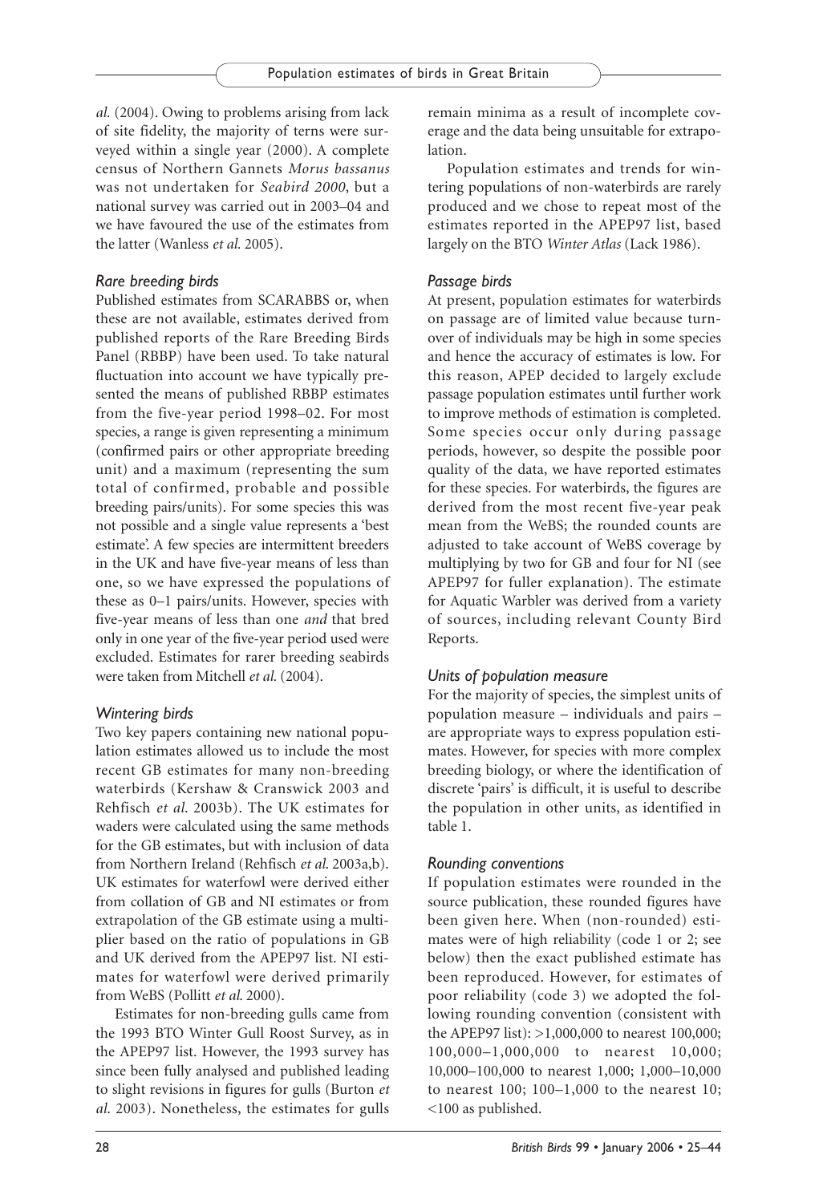*al.* (2004). Owing to problems arising from lack of site fidelity, the majority of terns were surveyed within a single year (2000). A complete census of Northern Gannets *Morus bassanus* was not undertaken for *Seabird 2000*, but a national survey was carried out in 2003–04 and we have favoured the use of the estimates from the latter (Wanless *et al.* 2005).

### *Rare breeding birds*

Published estimates from SCARABBS or, when these are not available, estimates derived from published reports of the Rare Breeding Birds Panel (RBBP) have been used. To take natural fluctuation into account we have typically presented the means of published RBBP estimates from the five-year period 1998–02. For most species, a range is given representing a minimum (confirmed pairs or other appropriate breeding unit) and a maximum (representing the sum total of confirmed, probable and possible breeding pairs/units). For some species this was not possible and a single value represents a 'best estimate'. A few species are intermittent breeders in the UK and have five-year means of less than one, so we have expressed the populations of these as 0–1 pairs/units. However, species with five-year means of less than one *and* that bred only in one year of the five-year period used were excluded. Estimates for rarer breeding seabirds were taken from Mitchell *et al.* (2004).

### *Wintering birds*

Two key papers containing new national population estimates allowed us to include the most recent GB estimates for many non-breeding waterbirds (Kershaw & Cranswick 2003 and Rehfisch *et al*. 2003b). The UK estimates for waders were calculated using the same methods for the GB estimates, but with inclusion of data from Northern Ireland (Rehfisch *et al.* 2003a,b). UK estimates for waterfowl were derived either from collation of GB and NI estimates or from extrapolation of the GB estimate using a multiplier based on the ratio of populations in GB and UK derived from the APEP97 list. NI estimates for waterfowl were derived primarily from WeBS (Pollitt *et al.* 2000).

Estimates for non-breeding gulls came from the 1993 BTO Winter Gull Roost Survey, as in the APEP97 list. However, the 1993 survey has since been fully analysed and published leading to slight revisions in figures for gulls (Burton *et al.* 2003). Nonetheless, the estimates for gulls remain minima as a result of incomplete coverage and the data being unsuitable for extrapolation.

Population estimates and trends for wintering populations of non-waterbirds are rarely produced and we chose to repeat most of the estimates reported in the APEP97 list, based largely on the BTO *Winter Atlas* (Lack 1986).

### *Passage birds*

At present, population estimates for waterbirds on passage are of limited value because turnover of individuals may be high in some species and hence the accuracy of estimates is low. For this reason, APEP decided to largely exclude passage population estimates until further work to improve methods of estimation is completed. Some species occur only during passage periods, however, so despite the possible poor quality of the data, we have reported estimates for these species. For waterbirds, the figures are derived from the most recent five-year peak mean from the WeBS; the rounded counts are adjusted to take account of WeBS coverage by multiplying by two for GB and four for NI (see APEP97 for fuller explanation). The estimate for Aquatic Warbler was derived from a variety of sources, including relevant County Bird Reports.

### *Units of population measure*

For the majority of species, the simplest units of population measure – individuals and pairs – are appropriate ways to express population estimates. However, for species with more complex breeding biology, or where the identification of discrete 'pairs' is difficult, it is useful to describe the population in other units, as identified in table 1.

### *Rounding conventions*

If population estimates were rounded in the source publication, these rounded figures have been given here. When (non-rounded) estimates were of high reliability (code 1 or 2; see below) then the exact published estimate has been reproduced. However, for estimates of poor reliability (code 3) we adopted the following rounding convention (consistent with the APEP97 list): >1,000,000 to nearest 100,000; 100,000–1,000,000 to nearest 10,000; 10,000–100,000 to nearest 1,000; 1,000–10,000 to nearest 100; 100–1,000 to the nearest 10; <100 as published.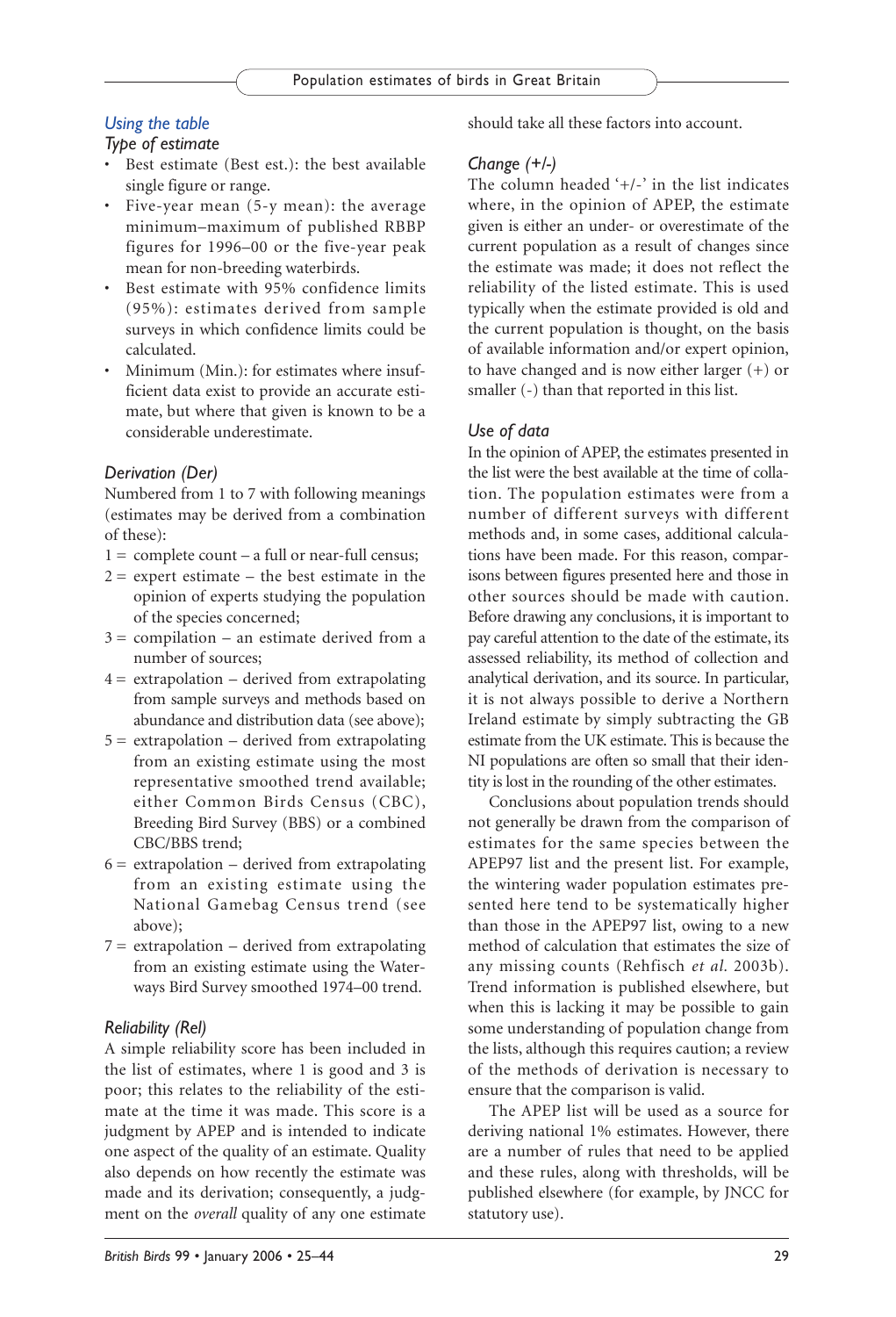## Using the table

### Type of estimate

- Best estimate (Best est.): the best available single figure or range.
- Five-year mean (5-y mean): the average minimum–maximum of published RBBP figures for 1996–00 or the five-year peak mean for non-breeding waterbirds.
- Best estimate with 95% confidence limits (95%): estimates derived from sample surveys in which confidence limits could be calculated.
- Minimum (Min.): for estimates where insufficient data exist to provide an accurate estimate, but where that given is known to be a considerable underestimate.

### Derivation (Der)

Numbered from 1 to 7 with following meanings (estimates may be derived from a combination of these):

1 = complete count – a full or near-full census;
2 = expert estimate – the best estimate in the opinion of experts studying the population of the species concerned;
3 = compilation – an estimate derived from a number of sources;
4 = extrapolation – derived from extrapolating from sample surveys and methods based on abundance and distribution data (see above);
5 = extrapolation – derived from extrapolating from an existing estimate using the most representative smoothed trend available; either Common Birds Census (CBC), Breeding Bird Survey (BBS) or a combined CBC/BBS trend;
6 = extrapolation – derived from extrapolating from an existing estimate using the National Gamebag Census trend (see above);
7 = extrapolation – derived from extrapolating from an existing estimate using the Waterways Bird Survey smoothed 1974–00 trend.

### Reliability (Rel)

A simple reliability score has been included in the list of estimates, where 1 is good and 3 is poor; this relates to the reliability of the estimate at the time it was made. This score is a judgment by APEP and is intended to indicate one aspect of the quality of an estimate. Quality also depends on how recently the estimate was made and its derivation; consequently, a judgment on the *overall* quality of any one estimate should take all these factors into account.

### Change (+/-)

The column headed '+/-' in the list indicates where, in the opinion of APEP, the estimate given is either an under- or overestimate of the current population as a result of changes since the estimate was made; it does not reflect the reliability of the listed estimate. This is used typically when the estimate provided is old and the current population is thought, on the basis of available information and/or expert opinion, to have changed and is now either larger (+) or smaller (-) than that reported in this list.

### Use of data

In the opinion of APEP, the estimates presented in the list were the best available at the time of collation. The population estimates were from a number of different surveys with different methods and, in some cases, additional calculations have been made. For this reason, comparisons between figures presented here and those in other sources should be made with caution. Before drawing any conclusions, it is important to pay careful attention to the date of the estimate, its assessed reliability, its method of collection and analytical derivation, and its source. In particular, it is not always possible to derive a Northern Ireland estimate by simply subtracting the GB estimate from the UK estimate. This is because the NI populations are often so small that their identity is lost in the rounding of the other estimates.

Conclusions about population trends should not generally be drawn from the comparison of estimates for the same species between the APEP97 list and the present list. For example, the wintering wader population estimates presented here tend to be systematically higher than those in the APEP97 list, owing to a new method of calculation that estimates the size of any missing counts (Rehfisch *et al.* 2003b). Trend information is published elsewhere, but when this is lacking it may be possible to gain some understanding of population change from the lists, although this requires caution; a review of the methods of derivation is necessary to ensure that the comparison is valid.

The APEP list will be used as a source for deriving national 1% estimates. However, there are a number of rules that need to be applied and these rules, along with thresholds, will be published elsewhere (for example, by JNCC for statutory use).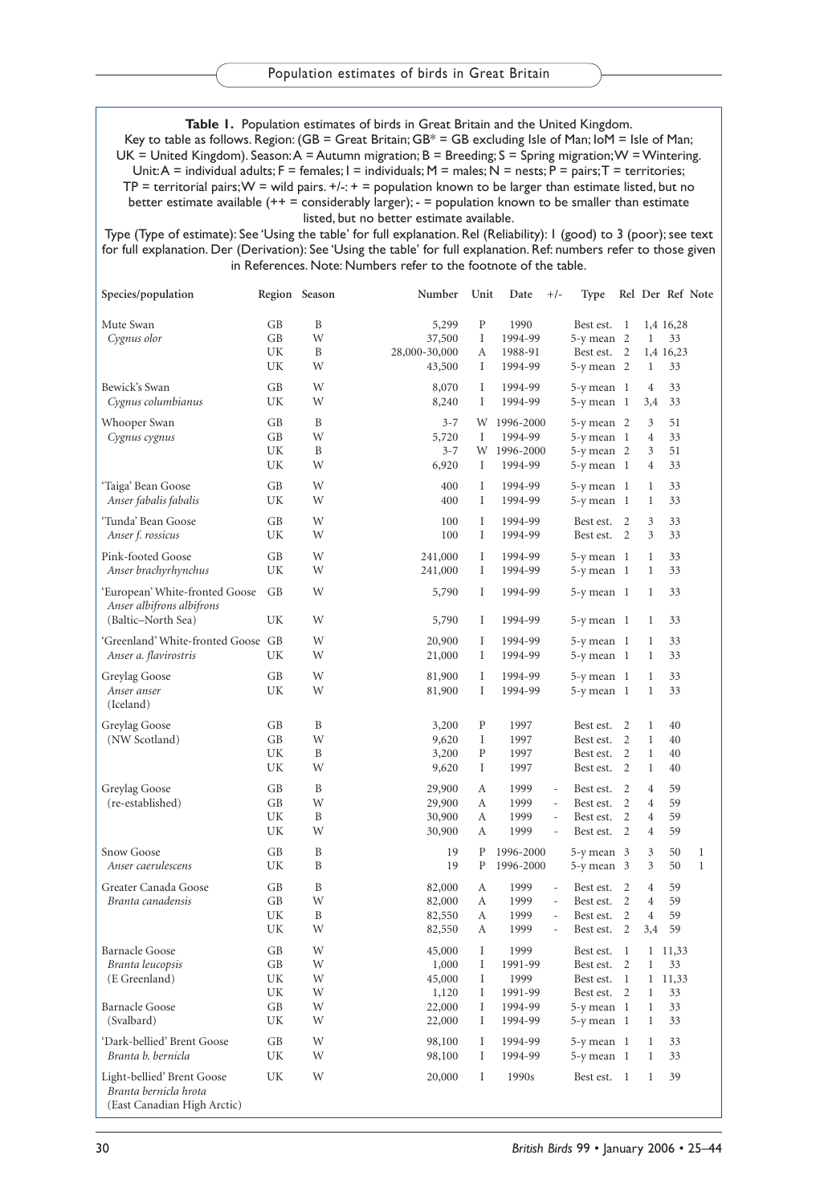**Table 1.** Population estimates of birds in Great Britain and the United Kingdom.
Key to table as follows. Region: (GB = Great Britain; GB* = GB excluding Isle of Man; IoM = Isle of Man; UK = United Kingdom). Season: A = Autumn migration; B = Breeding; S = Spring migration; W = Wintering. Unit: A = individual adults; F = females; I = individuals; M = males; N = nests; P = pairs; T = territories; TP = territorial pairs; W = wild pairs. +/-: + = population known to be larger than estimate listed, but no better estimate available (++ = considerably larger); - = population known to be smaller than estimate listed, but no better estimate available.
Type (Type of estimate): See 'Using the table' for full explanation. Rel (Reliability): 1 (good) to 3 (poor); see text for full explanation. Der (Derivation): See 'Using the table' for full explanation. Ref: numbers refer to those given in References. Note: Numbers refer to the footnote of the table.

| Species/population | Region | Season | Number | Unit | Date | +/- | Type | Rel | Der | Ref | Note |
|---|---|---|---|---|---|---|---|---|---|---|---|
| Mute Swan | GB | B | 5,299 | P | 1990 | | Best est. | 1 | 1,4 | 16,28 | |
| *Cygnus olor* | GB | W | 37,500 | I | 1994-99 | | 5-y mean | 2 | 1 | 33 | |
| | UK | B | 28,000-30,000 | A | 1988-91 | | Best est. | 2 | 1,4 | 16,23 | |
| | UK | W | 43,500 | I | 1994-99 | | 5-y mean | 2 | 1 | 33 | |
| Bewick's Swan | GB | W | 8,070 | I | 1994-99 | | 5-y mean | 1 | 4 | 33 | |
| *Cygnus columbianus* | UK | W | 8,240 | I | 1994-99 | | 5-y mean | 1 | 3,4 | 33 | |
| Whooper Swan | GB | B | 3-7 | W | 1996-2000 | | 5-y mean | 2 | 3 | 51 | |
| *Cygnus cygnus* | GB | W | 5,720 | I | 1994-99 | | 5-y mean | 1 | 4 | 33 | |
| | UK | B | 3-7 | W | 1996-2000 | | 5-y mean | 2 | 3 | 51 | |
| | UK | W | 6,920 | I | 1994-99 | | 5-y mean | 1 | 4 | 33 | |
| 'Taiga' Bean Goose | GB | W | 400 | I | 1994-99 | | 5-y mean | 1 | 1 | 33 | |
| *Anser fabalis fabalis* | UK | W | 400 | I | 1994-99 | | 5-y mean | 1 | 1 | 33 | |
| 'Tunda' Bean Goose | GB | W | 100 | I | 1994-99 | | Best est. | 2 | 3 | 33 | |
| *Anser f. rossicus* | UK | W | 100 | I | 1994-99 | | Best est. | 2 | 3 | 33 | |
| Pink-footed Goose | GB | W | 241,000 | I | 1994-99 | | 5-y mean | 1 | 1 | 33 | |
| *Anser brachyrhynchus* | UK | W | 241,000 | I | 1994-99 | | 5-y mean | 1 | 1 | 33 | |
| 'European' White-fronted Goose *Anser albifrons albifrons* | GB | W | 5,790 | I | 1994-99 | | 5-y mean | 1 | 1 | 33 | |
| (Baltic–North Sea) | UK | W | 5,790 | I | 1994-99 | | 5-y mean | 1 | 1 | 33 | |
| 'Greenland' White-fronted Goose | GB | W | 20,900 | I | 1994-99 | | 5-y mean | 1 | 1 | 33 | |
| *Anser a. flavirostris* | UK | W | 21,000 | I | 1994-99 | | 5-y mean | 1 | 1 | 33 | |
| Greylag Goose | GB | W | 81,900 | I | 1994-99 | | 5-y mean | 1 | 1 | 33 | |
| *Anser anser* (Iceland) | UK | W | 81,900 | I | 1994-99 | | 5-y mean | 1 | 1 | 33 | |
| Greylag Goose | GB | B | 3,200 | P | 1997 | | Best est. | 2 | 1 | 40 | |
| (NW Scotland) | GB | W | 9,620 | I | 1997 | | Best est. | 2 | 1 | 40 | |
| | UK | B | 3,200 | P | 1997 | | Best est. | 2 | 1 | 40 | |
| | UK | W | 9,620 | I | 1997 | | Best est. | 2 | 1 | 40 | |
| Greylag Goose | GB | B | 29,900 | A | 1999 | - | Best est. | 2 | 4 | 59 | |
| (re-established) | GB | W | 29,900 | A | 1999 | - | Best est. | 2 | 4 | 59 | |
| | UK | B | 30,900 | A | 1999 | - | Best est. | 2 | 4 | 59 | |
| | UK | W | 30,900 | A | 1999 | - | Best est. | 2 | 4 | 59 | |
| Snow Goose | GB | B | 19 | P | 1996-2000 | | 5-y mean | 3 | 3 | 50 | 1 |
| *Anser caerulescens* | UK | B | 19 | P | 1996-2000 | | 5-y mean | 3 | 3 | 50 | 1 |
| Greater Canada Goose | GB | B | 82,000 | A | 1999 | - | Best est. | 2 | 4 | 59 | |
| *Branta canadensis* | GB | W | 82,000 | A | 1999 | - | Best est. | 2 | 4 | 59 | |
| | UK | B | 82,550 | A | 1999 | - | Best est. | 2 | 4 | 59 | |
| | UK | W | 82,550 | A | 1999 | - | Best est. | 2 | 3,4 | 59 | |
| Barnacle Goose | GB | W | 45,000 | I | 1999 | | Best est. | 1 | 1 | 11,33 | |
| *Branta leucopsis* | GB | W | 1,000 | I | 1991-99 | | Best est. | 2 | 1 | 33 | |
| (E Greenland) | UK | W | 45,000 | I | 1999 | | Best est. | 1 | 1 | 11,33 | |
| | UK | W | 1,120 | I | 1991-99 | | Best est. | 2 | 1 | 33 | |
| Barnacle Goose | GB | W | 22,000 | I | 1994-99 | | 5-y mean | 1 | 1 | 33 | |
| (Svalbard) | UK | W | 22,000 | I | 1994-99 | | 5-y mean | 1 | 1 | 33 | |
| 'Dark-bellied' Brent Goose | GB | W | 98,100 | I | 1994-99 | | 5-y mean | 1 | 1 | 33 | |
| *Branta b. bernicla* | UK | W | 98,100 | I | 1994-99 | | 5-y mean | 1 | 1 | 33 | |
| Light-bellied' Brent Goose *Branta bernicla hrota* (East Canadian High Arctic) | UK | W | 20,000 | I | 1990s | | Best est. | 1 | 1 | 39 | |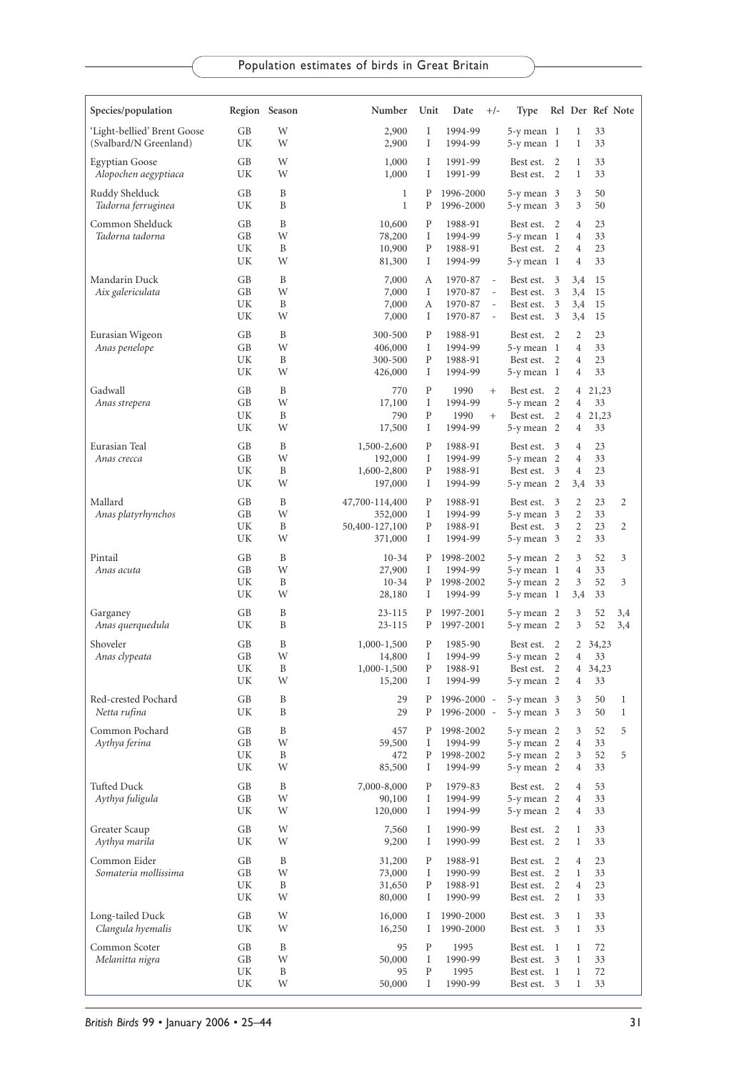| Species/population | Region | Season | Number | Unit | Date | +/- | Type | Rel | Der | Ref | Note |
|---|---|---|---|---|---|---|---|---|---|---|---|
| 'Light-bellied' Brent Goose | GB | W | 2,900 | I | 1994-99 | | 5-y mean | 1 | 1 | 33 | |
| (Svalbard/N Greenland) | UK | W | 2,900 | I | 1994-99 | | 5-y mean | 1 | 1 | 33 | |
| Egyptian Goose | GB | W | 1,000 | I | 1991-99 | | Best est. | 2 | 1 | 33 | |
| *Alopochen aegyptiaca* | UK | W | 1,000 | I | 1991-99 | | Best est. | 2 | 1 | 33 | |
| Ruddy Shelduck | GB | B | 1 | P | 1996-2000 | | 5-y mean | 3 | 3 | 50 | |
| *Tadorna ferruginea* | UK | B | 1 | P | 1996-2000 | | 5-y mean | 3 | 3 | 50 | |
| Common Shelduck | GB | B | 10,600 | P | 1988-91 | | Best est. | 2 | 4 | 23 | |
| *Tadorna tadorna* | GB | W | 78,200 | I | 1994-99 | | 5-y mean | 1 | 4 | 33 | |
| | UK | B | 10,900 | P | 1988-91 | | Best est. | 2 | 4 | 23 | |
| | UK | W | 81,300 | I | 1994-99 | | 5-y mean | 1 | 4 | 33 | |
| Mandarin Duck | GB | B | 7,000 | A | 1970-87 | - | Best est. | 3 | 3,4 | 15 | |
| *Aix galericulata* | GB | W | 7,000 | I | 1970-87 | - | Best est. | 3 | 3,4 | 15 | |
| | UK | B | 7,000 | A | 1970-87 | - | Best est. | 3 | 3,4 | 15 | |
| | UK | W | 7,000 | I | 1970-87 | - | Best est. | 3 | 3,4 | 15 | |
| Eurasian Wigeon | GB | B | 300-500 | P | 1988-91 | | Best est. | 2 | 2 | 23 | |
| *Anas penelope* | GB | W | 406,000 | I | 1994-99 | | 5-y mean | 1 | 4 | 33 | |
| | UK | B | 300-500 | P | 1988-91 | | Best est. | 2 | 4 | 23 | |
| | UK | W | 426,000 | I | 1994-99 | | 5-y mean | 1 | 4 | 33 | |
| Gadwall | GB | B | 770 | P | 1990 | + | Best est. | 2 | 4 | 21,23 | |
| *Anas strepera* | GB | W | 17,100 | I | 1994-99 | | 5-y mean | 2 | 4 | 33 | |
| | UK | B | 790 | P | 1990 | + | Best est. | 2 | 4 | 21,23 | |
| | UK | W | 17,500 | I | 1994-99 | | 5-y mean | 2 | 4 | 33 | |
| Eurasian Teal | GB | B | 1,500-2,600 | P | 1988-91 | | Best est. | 3 | 4 | 23 | |
| *Anas crecca* | GB | W | 192,000 | I | 1994-99 | | 5-y mean | 2 | 4 | 33 | |
| | UK | B | 1,600-2,800 | P | 1988-91 | | Best est. | 3 | 4 | 23 | |
| | UK | W | 197,000 | I | 1994-99 | | 5-y mean | 2 | 3,4 | 33 | |
| Mallard | GB | B | 47,700-114,400 | P | 1988-91 | | Best est. | 3 | 2 | 23 | 2 |
| *Anas platyrhynchos* | GB | W | 352,000 | I | 1994-99 | | 5-y mean | 3 | 2 | 33 | |
| | UK | B | 50,400-127,100 | P | 1988-91 | | Best est. | 3 | 2 | 23 | 2 |
| | UK | W | 371,000 | I | 1994-99 | | 5-y mean | 3 | 2 | 33 | |
| Pintail | GB | B | 10-34 | P | 1998-2002 | | 5-y mean | 2 | 3 | 52 | 3 |
| *Anas acuta* | GB | W | 27,900 | I | 1994-99 | | 5-y mean | 1 | 4 | 33 | |
| | UK | B | 10-34 | P | 1998-2002 | | 5-y mean | 2 | 3 | 52 | 3 |
| | UK | W | 28,180 | I | 1994-99 | | 5-y mean | 1 | 3,4 | 33 | |
| Garganey | GB | B | 23-115 | P | 1997-2001 | | 5-y mean | 2 | 3 | 52 | 3,4 |
| *Anas querquedula* | UK | B | 23-115 | P | 1997-2001 | | 5-y mean | 2 | 3 | 52 | 3,4 |
| Shoveler | GB | B | 1,000-1,500 | P | 1985-90 | | Best est. | 2 | 2 | 34,23 | |
| *Anas clypeata* | GB | W | 14,800 | I | 1994-99 | | 5-y mean | 2 | 4 | 33 | |
| | UK | B | 1,000-1,500 | P | 1988-91 | | Best est. | 2 | 4 | 34,23 | |
| | UK | W | 15,200 | I | 1994-99 | | 5-y mean | 2 | 4 | 33 | |
| Red-crested Pochard | GB | B | 29 | P | 1996-2000 | - | 5-y mean | 3 | 3 | 50 | 1 |
| *Netta rufina* | UK | B | 29 | P | 1996-2000 | - | 5-y mean | 3 | 3 | 50 | 1 |
| Common Pochard | GB | B | 457 | P | 1998-2002 | | 5-y mean | 2 | 3 | 52 | 5 |
| *Aythya ferina* | GB | W | 59,500 | I | 1994-99 | | 5-y mean | 2 | 4 | 33 | |
| | UK | B | 472 | P | 1998-2002 | | 5-y mean | 2 | 3 | 52 | 5 |
| | UK | W | 85,500 | I | 1994-99 | | 5-y mean | 2 | 4 | 33 | |
| Tufted Duck | GB | B | 7,000-8,000 | P | 1979-83 | | Best est. | 2 | 4 | 53 | |
| *Aythya fuligula* | GB | W | 90,100 | I | 1994-99 | | 5-y mean | 2 | 4 | 33 | |
| | UK | W | 120,000 | I | 1994-99 | | 5-y mean | 2 | 4 | 33 | |
| Greater Scaup | GB | W | 7,560 | I | 1990-99 | | Best est. | 2 | 1 | 33 | |
| *Aythya marila* | UK | W | 9,200 | I | 1990-99 | | Best est. | 2 | 1 | 33 | |
| Common Eider | GB | B | 31,200 | P | 1988-91 | | Best est. | 2 | 4 | 23 | |
| *Somateria mollissima* | GB | W | 73,000 | I | 1990-99 | | Best est. | 2 | 1 | 33 | |
| | UK | B | 31,650 | P | 1988-91 | | Best est. | 2 | 4 | 23 | |
| | UK | W | 80,000 | I | 1990-99 | | Best est. | 2 | 1 | 33 | |
| Long-tailed Duck | GB | W | 16,000 | I | 1990-2000 | | Best est. | 3 | 1 | 33 | |
| *Clangula hyemalis* | UK | W | 16,250 | I | 1990-2000 | | Best est. | 3 | 1 | 33 | |
| Common Scoter | GB | B | 95 | P | 1995 | | Best est. | 1 | 1 | 72 | |
| *Melanitta nigra* | GB | W | 50,000 | I | 1990-99 | | Best est. | 3 | 1 | 33 | |
| | UK | B | 95 | P | 1995 | | Best est. | 1 | 1 | 72 | |
| | UK | W | 50,000 | I | 1990-99 | | Best est. | 3 | 1 | 33 | |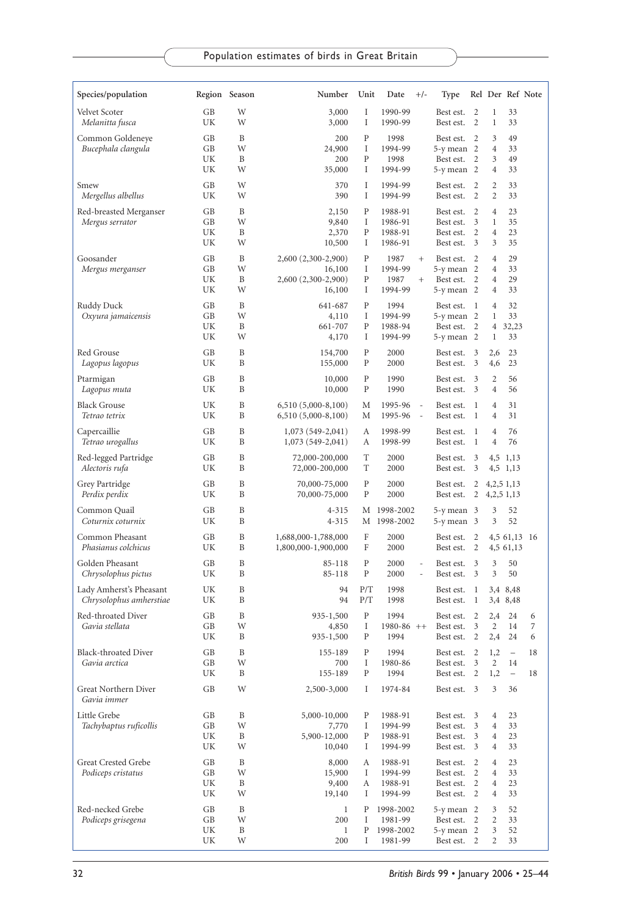| Species/population | Region | Season | Number | Unit | Date | +/- | Type | Rel | Der | Ref | Note |
|---|---|---|---|---|---|---|---|---|---|---|---|
| Velvet Scoter | GB | W | 3,000 | I | 1990-99 | | Best est. | 2 | 1 | 33 | |
| *Melanitta fusca* | UK | W | 3,000 | I | 1990-99 | | Best est. | 2 | 1 | 33 | |
| Common Goldeneye | GB | B | 200 | P | 1998 | | Best est. | 2 | 3 | 49 | |
| *Bucephala clangula* | GB | W | 24,900 | I | 1994-99 | | 5-y mean | 2 | 4 | 33 | |
| | UK | B | 200 | P | 1998 | | Best est. | 2 | 3 | 49 | |
| | UK | W | 35,000 | I | 1994-99 | | 5-y mean | 2 | 4 | 33 | |
| Smew | GB | W | 370 | I | 1994-99 | | Best est. | 2 | 2 | 33 | |
| *Mergellus albellus* | UK | W | 390 | I | 1994-99 | | Best est. | 2 | 2 | 33 | |
| Red-breasted Merganser | GB | B | 2,150 | P | 1988-91 | | Best est. | 2 | 4 | 23 | |
| *Mergus serrator* | GB | W | 9,840 | I | 1986-91 | | Best est. | 3 | 1 | 35 | |
| | UK | B | 2,370 | P | 1988-91 | | Best est. | 2 | 4 | 23 | |
| | UK | W | 10,500 | I | 1986-91 | | Best est. | 3 | 3 | 35 | |
| Goosander | GB | B | 2,600 (2,300-2,900) | P | 1987 | + | Best est. | 2 | 4 | 29 | |
| *Mergus merganser* | GB | W | 16,100 | I | 1994-99 | | 5-y mean | 2 | 4 | 33 | |
| | UK | B | 2,600 (2,300-2,900) | P | 1987 | + | Best est. | 2 | 4 | 29 | |
| | UK | W | 16,100 | I | 1994-99 | | 5-y mean | 2 | 4 | 33 | |
| Ruddy Duck | GB | B | 641-687 | P | 1994 | | Best est. | 1 | 4 | 32 | |
| *Oxyura jamaicensis* | GB | W | 4,110 | I | 1994-99 | | 5-y mean | 2 | 1 | 33 | |
| | UK | B | 661-707 | P | 1988-94 | | Best est. | 2 | 4 | 32,23 | |
| | UK | W | 4,170 | I | 1994-99 | | 5-y mean | 2 | 1 | 33 | |
| Red Grouse | GB | B | 154,700 | P | 2000 | | Best est. | 3 | 2,6 | 23 | |
| *Lagopus lagopus* | UK | B | 155,000 | P | 2000 | | Best est. | 3 | 4,6 | 23 | |
| Ptarmigan | GB | B | 10,000 | P | 1990 | | Best est. | 3 | 2 | 56 | |
| *Lagopus muta* | UK | B | 10,000 | P | 1990 | | Best est. | 3 | 4 | 56 | |
| Black Grouse | UK | B | 6,510 (5,000-8,100) | M | 1995-96 | - | Best est. | 1 | 4 | 31 | |
| *Tetrao tetrix* | UK | B | 6,510 (5,000-8,100) | M | 1995-96 | - | Best est. | 1 | 4 | 31 | |
| Capercaillie | GB | B | 1,073 (549-2,041) | A | 1998-99 | | Best est. | 1 | 4 | 76 | |
| *Tetrao urogallus* | UK | B | 1,073 (549-2,041) | A | 1998-99 | | Best est. | 1 | 4 | 76 | |
| Red-legged Partridge | GB | B | 72,000-200,000 | T | 2000 | | Best est. | 3 | 4,5 | 1,13 | |
| *Alectoris rufa* | UK | B | 72,000-200,000 | T | 2000 | | Best est. | 3 | 4,5 | 1,13 | |
| Grey Partridge | GB | B | 70,000-75,000 | P | 2000 | | Best est. | 2 | 4,2,5 | 1,13 | |
| *Perdix perdix* | UK | B | 70,000-75,000 | P | 2000 | | Best est. | 2 | 4,2,5 | 1,13 | |
| Common Quail | GB | B | 4-315 | M | 1998-2002 | | 5-y mean | 3 | 3 | 52 | |
| *Coturnix coturnix* | UK | B | 4-315 | M | 1998-2002 | | 5-y mean | 3 | 3 | 52 | |
| Common Pheasant | GB | B | 1,688,000-1,788,000 | F | 2000 | | Best est. | 2 | 4,5 | 61,13 | 16 |
| *Phasianus colchicus* | UK | B | 1,800,000-1,900,000 | F | 2000 | | Best est. | 2 | 4,5 | 61,13 | |
| Golden Pheasant | GB | B | 85-118 | P | 2000 | - | Best est. | 3 | 3 | 50 | |
| *Chrysolophus pictus* | UK | B | 85-118 | P | 2000 | - | Best est. | 3 | 3 | 50 | |
| Lady Amherst's Pheasant | UK | B | 94 | P/T | 1998 | | Best est. | 1 | 3,4 | 8,48 | |
| *Chrysolophus amherstiae* | UK | B | 94 | P/T | 1998 | | Best est. | 1 | 3,4 | 8,48 | |
| Red-throated Diver | GB | B | 935-1,500 | P | 1994 | | Best est. | 2 | 2,4 | 24 | 6 |
| *Gavia stellata* | GB | W | 4,850 | I | 1980-86 | ++ | Best est. | 3 | 2 | 14 | 7 |
| | UK | B | 935-1,500 | P | 1994 | | Best est. | 2 | 2,4 | 24 | 6 |
| Black-throated Diver | GB | B | 155-189 | P | 1994 | | Best est. | 2 | 1,2 | – | 18 |
| *Gavia arctica* | GB | W | 700 | I | 1980-86 | | Best est. | 3 | 2 | 14 | |
| | UK | B | 155-189 | P | 1994 | | Best est. | 2 | 1,2 | – | 18 |
| Great Northern Diver *Gavia immer* | GB | W | 2,500-3,000 | I | 1974-84 | | Best est. | 3 | 3 | 36 | |
| Little Grebe | GB | B | 5,000-10,000 | P | 1988-91 | | Best est. | 3 | 4 | 23 | |
| *Tachybaptus ruficollis* | GB | W | 7,770 | I | 1994-99 | | Best est. | 3 | 4 | 33 | |
| | UK | B | 5,900-12,000 | P | 1988-91 | | Best est. | 3 | 4 | 23 | |
| | UK | W | 10,040 | I | 1994-99 | | Best est. | 3 | 4 | 33 | |
| Great Crested Grebe | GB | B | 8,000 | A | 1988-91 | | Best est. | 2 | 4 | 23 | |
| *Podiceps cristatus* | GB | W | 15,900 | I | 1994-99 | | Best est. | 2 | 4 | 33 | |
| | UK | B | 9,400 | A | 1988-91 | | Best est. | 2 | 4 | 23 | |
| | UK | W | 19,140 | I | 1994-99 | | Best est. | 2 | 4 | 33 | |
| Red-necked Grebe | GB | B | 1 | P | 1998-2002 | | 5-y mean | 2 | 3 | 52 | |
| *Podiceps grisegena* | GB | W | 200 | I | 1981-99 | | Best est. | 2 | 2 | 33 | |
| | UK | B | 1 | P | 1998-2002 | | 5-y mean | 2 | 3 | 52 | |
| | UK | W | 200 | I | 1981-99 | | Best est. | 2 | 2 | 33 | |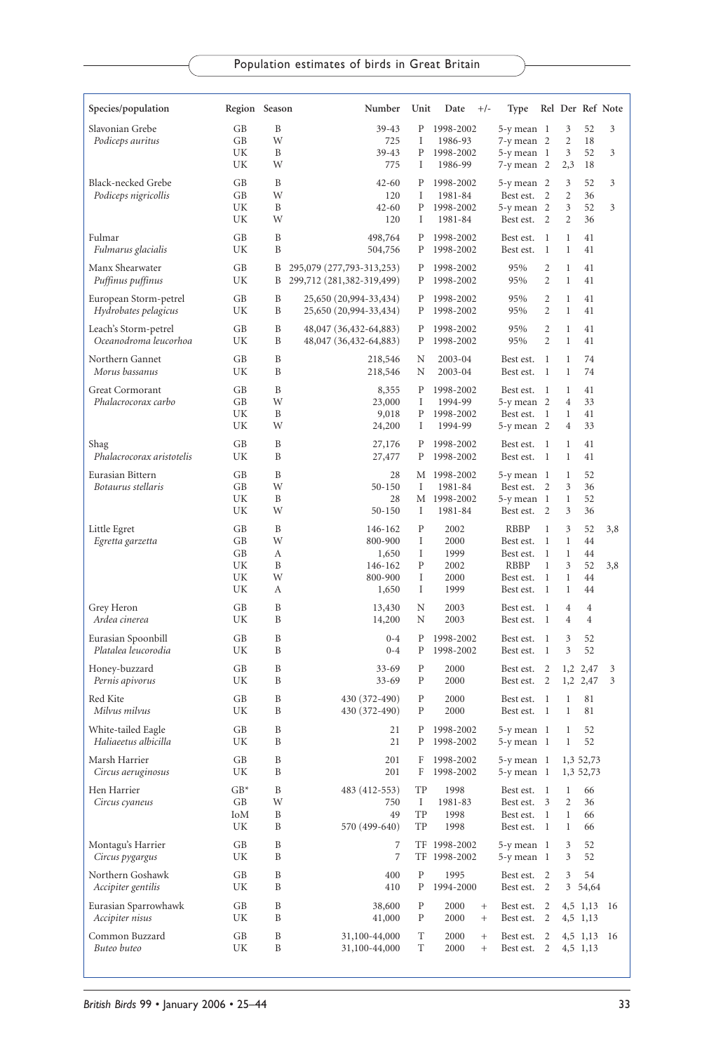| Species/population | Region | Season | Number | Unit | Date | +/- | Type | Rel | Der | Ref | Note |
|---|---|---|---|---|---|---|---|---|---|---|---|
| Slavonian Grebe | GB | B | 39-43 | P | 1998-2002 | | 5-y mean | 1 | 3 | 52 | 3 |
| *Podiceps auritus* | GB | W | 725 | I | 1986-93 | | 7-y mean | 2 | 2 | 18 | |
| | UK | B | 39-43 | P | 1998-2002 | | 5-y mean | 1 | 3 | 52 | 3 |
| | UK | W | 775 | I | 1986-99 | | 7-y mean | 2 | 2,3 | 18 | |
| Black-necked Grebe | GB | B | 42-60 | P | 1998-2002 | | 5-y mean | 2 | 3 | 52 | 3 |
| *Podiceps nigricollis* | GB | W | 120 | I | 1981-84 | | Best est. | 2 | 2 | 36 | |
| | UK | B | 42-60 | P | 1998-2002 | | 5-y mean | 2 | 3 | 52 | 3 |
| | UK | W | 120 | I | 1981-84 | | Best est. | 2 | 2 | 36 | |
| Fulmar | GB | B | 498,764 | P | 1998-2002 | | Best est. | 1 | 1 | 41 | |
| *Fulmarus glacialis* | UK | B | 504,756 | P | 1998-2002 | | Best est. | 1 | 1 | 41 | |
| Manx Shearwater | GB | B | 295,079 (277,793-313,253) | P | 1998-2002 | | 95% | 2 | 1 | 41 | |
| *Puffinus puffinus* | UK | B | 299,712 (281,382-319,499) | P | 1998-2002 | | 95% | 2 | 1 | 41 | |
| European Storm-petrel | GB | B | 25,650 (20,994-33,434) | P | 1998-2002 | | 95% | 2 | 1 | 41 | |
| *Hydrobates pelagicus* | UK | B | 25,650 (20,994-33,434) | P | 1998-2002 | | 95% | 2 | 1 | 41 | |
| Leach's Storm-petrel | GB | B | 48,047 (36,432-64,883) | P | 1998-2002 | | 95% | 2 | 1 | 41 | |
| *Oceanodroma leucorhoa* | UK | B | 48,047 (36,432-64,883) | P | 1998-2002 | | 95% | 2 | 1 | 41 | |
| Northern Gannet | GB | B | 218,546 | N | 2003-04 | | Best est. | 1 | 1 | 74 | |
| *Morus bassanus* | UK | B | 218,546 | N | 2003-04 | | Best est. | 1 | 1 | 74 | |
| Great Cormorant | GB | B | 8,355 | P | 1998-2002 | | Best est. | 1 | 1 | 41 | |
| *Phalacrocorax carbo* | GB | W | 23,000 | I | 1994-99 | | 5-y mean | 2 | 4 | 33 | |
| | UK | B | 9,018 | P | 1998-2002 | | Best est. | 1 | 1 | 41 | |
| | UK | W | 24,200 | I | 1994-99 | | 5-y mean | 2 | 4 | 33 | |
| Shag | GB | B | 27,176 | P | 1998-2002 | | Best est. | 1 | 1 | 41 | |
| *Phalacrocorax aristotelis* | UK | B | 27,477 | P | 1998-2002 | | Best est. | 1 | 1 | 41 | |
| Eurasian Bittern | GB | B | 28 | M | 1998-2002 | | 5-y mean | 1 | 1 | 52 | |
| *Botaurus stellaris* | GB | W | 50-150 | I | 1981-84 | | Best est. | 2 | 3 | 36 | |
| | UK | B | 28 | M | 1998-2002 | | 5-y mean | 1 | 1 | 52 | |
| | UK | W | 50-150 | I | 1981-84 | | Best est. | 2 | 3 | 36 | |
| Little Egret | GB | B | 146-162 | P | 2002 | | RBBP | 1 | 3 | 52 | 3,8 |
| *Egretta garzetta* | GB | W | 800-900 | I | 2000 | | Best est. | 1 | 1 | 44 | |
| | GB | A | 1,650 | I | 1999 | | Best est. | 1 | 1 | 44 | |
| | UK | B | 146-162 | P | 2002 | | RBBP | 1 | 3 | 52 | 3,8 |
| | UK | W | 800-900 | I | 2000 | | Best est. | 1 | 1 | 44 | |
| | UK | A | 1,650 | I | 1999 | | Best est. | 1 | 1 | 44 | |
| Grey Heron | GB | B | 13,430 | N | 2003 | | Best est. | 1 | 4 | 4 | |
| *Ardea cinerea* | UK | B | 14,200 | N | 2003 | | Best est. | 1 | 4 | 4 | |
| Eurasian Spoonbill | GB | B | 0-4 | P | 1998-2002 | | Best est. | 1 | 3 | 52 | |
| *Platalea leucorodia* | UK | B | 0-4 | P | 1998-2002 | | Best est. | 1 | 3 | 52 | |
| Honey-buzzard | GB | B | 33-69 | P | 2000 | | Best est. | 2 | 1,2 | 2,47 | 3 |
| *Pernis apivorus* | UK | B | 33-69 | P | 2000 | | Best est. | 2 | 1,2 | 2,47 | 3 |
| Red Kite | GB | B | 430 (372-490) | P | 2000 | | Best est. | 1 | 1 | 81 | |
| *Milvus milvus* | UK | B | 430 (372-490) | P | 2000 | | Best est. | 1 | 1 | 81 | |
| White-tailed Eagle | GB | B | 21 | P | 1998-2002 | | 5-y mean | 1 | 1 | 52 | |
| *Haliaeetus albicilla* | UK | B | 21 | P | 1998-2002 | | 5-y mean | 1 | 1 | 52 | |
| Marsh Harrier | GB | B | 201 | F | 1998-2002 | | 5-y mean | 1 | 1,3 | 52,73 | |
| *Circus aeruginosus* | UK | B | 201 | F | 1998-2002 | | 5-y mean | 1 | 1,3 | 52,73 | |
| Hen Harrier | GB* | B | 483 (412-553) | TP | 1998 | | Best est. | 1 | 1 | 66 | |
| *Circus cyaneus* | GB | W | 750 | I | 1981-83 | | Best est. | 3 | 2 | 36 | |
| | IoM | B | 49 | TP | 1998 | | Best est. | 1 | 1 | 66 | |
| | UK | B | 570 (499-640) | TP | 1998 | | Best est. | 1 | 1 | 66 | |
| Montagu's Harrier | GB | B | 7 | TF | 1998-2002 | | 5-y mean | 1 | 3 | 52 | |
| *Circus pygargus* | UK | B | 7 | TF | 1998-2002 | | 5-y mean | 1 | 3 | 52 | |
| Northern Goshawk | GB | B | 400 | P | 1995 | | Best est. | 2 | 3 | 54 | |
| *Accipiter gentilis* | UK | B | 410 | P | 1994-2000 | | Best est. | 2 | 3 | 54,64 | |
| Eurasian Sparrowhawk | GB | B | 38,600 | P | 2000 | + | Best est. | 2 | 4,5 | 1,13 | 16 |
| *Accipiter nisus* | UK | B | 41,000 | P | 2000 | + | Best est. | 2 | 4,5 | 1,13 | |
| Common Buzzard | GB | B | 31,100-44,000 | T | 2000 | + | Best est. | 2 | 4,5 | 1,13 | 16 |
| *Buteo buteo* | UK | B | 31,100-44,000 | T | 2000 | + | Best est. | 2 | 4,5 | 1,13 | |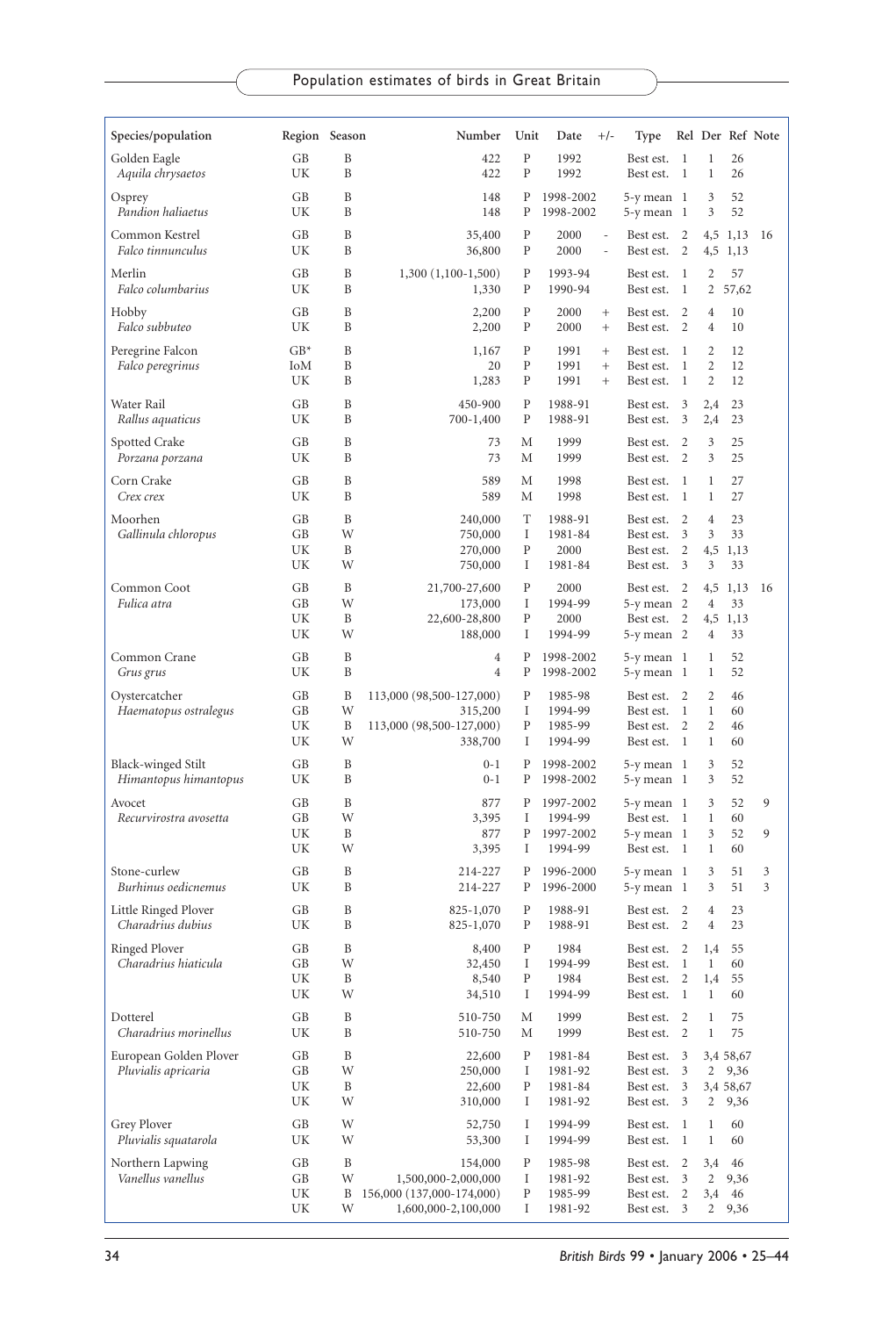| Species/population | Region | Season | Number | Unit | Date | +/- | Type | Rel | Der | Ref | Note |
|---|---|---|---|---|---|---|---|---|---|---|---|
| Golden Eagle | GB | B | 422 | P | 1992 | | Best est. | 1 | 1 | 26 | |
| *Aquila chrysaetos* | UK | B | 422 | P | 1992 | | Best est. | 1 | 1 | 26 | |
| Osprey | GB | B | 148 | P | 1998-2002 | | 5-y mean | 1 | 3 | 52 | |
| *Pandion haliaetus* | UK | B | 148 | P | 1998-2002 | | 5-y mean | 1 | 3 | 52 | |
| Common Kestrel | GB | B | 35,400 | P | 2000 | - | Best est. | 2 | 4,5 | 1,13 | 16 |
| *Falco tinnunculus* | UK | B | 36,800 | P | 2000 | - | Best est. | 2 | 4,5 | 1,13 | |
| Merlin | GB | B | 1,300 (1,100-1,500) | P | 1993-94 | | Best est. | 1 | 2 | 57 | |
| *Falco columbarius* | UK | B | 1,330 | P | 1990-94 | | Best est. | 1 | 2 | 57,62 | |
| Hobby | GB | B | 2,200 | P | 2000 | + | Best est. | 2 | 4 | 10 | |
| *Falco subbuteo* | UK | B | 2,200 | P | 2000 | + | Best est. | 2 | 4 | 10 | |
| Peregrine Falcon | GB* | B | 1,167 | P | 1991 | + | Best est. | 1 | 2 | 12 | |
| *Falco peregrinus* | IoM | B | 20 | P | 1991 | + | Best est. | 1 | 2 | 12 | |
| | UK | B | 1,283 | P | 1991 | + | Best est. | 1 | 2 | 12 | |
| Water Rail | GB | B | 450-900 | P | 1988-91 | | Best est. | 3 | 2,4 | 23 | |
| *Rallus aquaticus* | UK | B | 700-1,400 | P | 1988-91 | | Best est. | 3 | 2,4 | 23 | |
| Spotted Crake | GB | B | 73 | M | 1999 | | Best est. | 2 | 3 | 25 | |
| *Porzana porzana* | UK | B | 73 | M | 1999 | | Best est. | 2 | 3 | 25 | |
| Corn Crake | GB | B | 589 | M | 1998 | | Best est. | 1 | 1 | 27 | |
| *Crex crex* | UK | B | 589 | M | 1998 | | Best est. | 1 | 1 | 27 | |
| Moorhen | GB | B | 240,000 | T | 1988-91 | | Best est. | 2 | 4 | 23 | |
| *Gallinula chloropus* | GB | W | 750,000 | I | 1981-84 | | Best est. | 3 | 3 | 33 | |
| | UK | B | 270,000 | P | 2000 | | Best est. | 2 | 4,5 | 1,13 | |
| | UK | W | 750,000 | I | 1981-84 | | Best est. | 3 | 3 | 33 | |
| Common Coot | GB | B | 21,700-27,600 | P | 2000 | | Best est. | 2 | 4,5 | 1,13 | 16 |
| *Fulica atra* | GB | W | 173,000 | I | 1994-99 | | 5-y mean | 2 | 4 | 33 | |
| | UK | B | 22,600-28,800 | P | 2000 | | Best est. | 2 | 4,5 | 1,13 | |
| | UK | W | 188,000 | I | 1994-99 | | 5-y mean | 2 | 4 | 33 | |
| Common Crane | GB | B | 4 | P | 1998-2002 | | 5-y mean | 1 | 1 | 52 | |
| *Grus grus* | UK | B | 4 | P | 1998-2002 | | 5-y mean | 1 | 1 | 52 | |
| Oystercatcher | GB | B | 113,000 (98,500-127,000) | P | 1985-98 | | Best est. | 2 | 2 | 46 | |
| *Haematopus ostralegus* | GB | W | 315,200 | I | 1994-99 | | Best est. | 1 | 1 | 60 | |
| | UK | B | 113,000 (98,500-127,000) | P | 1985-99 | | Best est. | 2 | 2 | 46 | |
| | UK | W | 338,700 | I | 1994-99 | | Best est. | 1 | 1 | 60 | |
| Black-winged Stilt | GB | B | 0-1 | P | 1998-2002 | | 5-y mean | 1 | 3 | 52 | |
| *Himantopus himantopus* | UK | B | 0-1 | P | 1998-2002 | | 5-y mean | 1 | 3 | 52 | |
| Avocet | GB | B | 877 | P | 1997-2002 | | 5-y mean | 1 | 3 | 52 | 9 |
| *Recurvirostra avosetta* | GB | W | 3,395 | I | 1994-99 | | Best est. | 1 | 1 | 60 | |
| | UK | B | 877 | P | 1997-2002 | | 5-y mean | 1 | 3 | 52 | 9 |
| | UK | W | 3,395 | I | 1994-99 | | Best est. | 1 | 1 | 60 | |
| Stone-curlew | GB | B | 214-227 | P | 1996-2000 | | 5-y mean | 1 | 3 | 51 | 3 |
| *Burhinus oedicnemus* | UK | B | 214-227 | P | 1996-2000 | | 5-y mean | 1 | 3 | 51 | 3 |
| Little Ringed Plover | GB | B | 825-1,070 | P | 1988-91 | | Best est. | 2 | 4 | 23 | |
| *Charadrius dubius* | UK | B | 825-1,070 | P | 1988-91 | | Best est. | 2 | 4 | 23 | |
| Ringed Plover | GB | B | 8,400 | P | 1984 | | Best est. | 2 | 1,4 | 55 | |
| *Charadrius hiaticula* | GB | W | 32,450 | I | 1994-99 | | Best est. | 1 | 1 | 60 | |
| | UK | B | 8,540 | P | 1984 | | Best est. | 2 | 1,4 | 55 | |
| | UK | W | 34,510 | I | 1994-99 | | Best est. | 1 | 1 | 60 | |
| Dotterel | GB | B | 510-750 | M | 1999 | | Best est. | 2 | 1 | 75 | |
| *Charadrius morinellus* | UK | B | 510-750 | M | 1999 | | Best est. | 2 | 1 | 75 | |
| European Golden Plover | GB | B | 22,600 | P | 1981-84 | | Best est. | 3 | 3,4 | 58,67 | |
| *Pluvialis apricaria* | GB | W | 250,000 | I | 1981-92 | | Best est. | 3 | 2 | 9,36 | |
| | UK | B | 22,600 | P | 1981-84 | | Best est. | 3 | 3,4 | 58,67 | |
| | UK | W | 310,000 | I | 1981-92 | | Best est. | 3 | 2 | 9,36 | |
| Grey Plover | GB | W | 52,750 | I | 1994-99 | | Best est. | 1 | 1 | 60 | |
| *Pluvialis squatarola* | UK | W | 53,300 | I | 1994-99 | | Best est. | 1 | 1 | 60 | |
| Northern Lapwing | GB | B | 154,000 | P | 1985-98 | | Best est. | 2 | 3,4 | 46 | |
| *Vanellus vanellus* | GB | W | 1,500,000-2,000,000 | I | 1981-92 | | Best est. | 3 | 2 | 9,36 | |
| | UK | B | 156,000 (137,000-174,000) | P | 1985-99 | | Best est. | 2 | 3,4 | 46 | |
| | UK | W | 1,600,000-2,100,000 | I | 1981-92 | | Best est. | 3 | 2 | 9,36 | |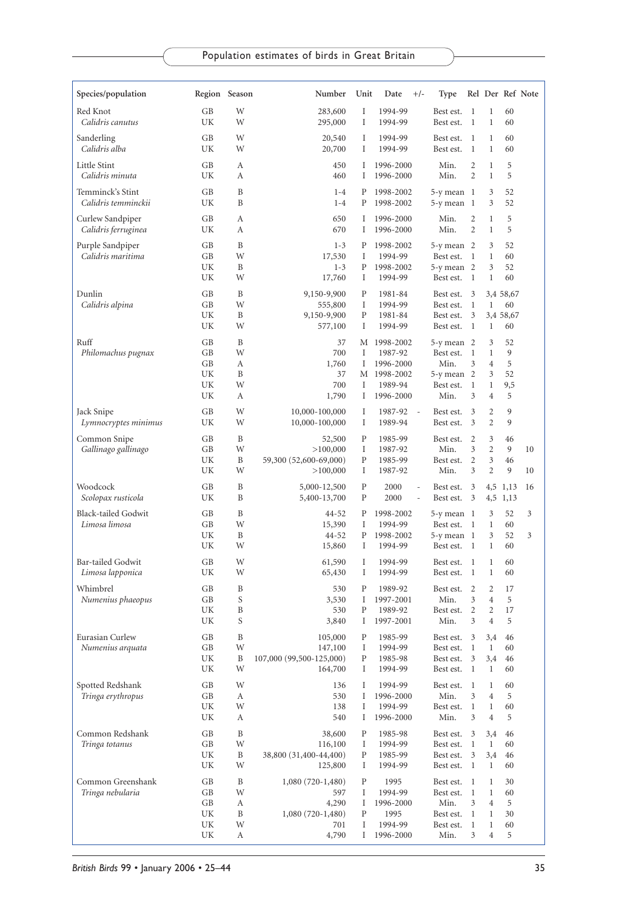| Species/population | Region | Season | Number | Unit | Date | +/- | Type | Rel | Der | Ref | Note |
|---|---|---|---|---|---|---|---|---|---|---|---|
| Red Knot | GB | W | 283,600 | I | 1994-99 | | Best est. | 1 | 1 | 60 | |
| *Calidris canutus* | UK | W | 295,000 | I | 1994-99 | | Best est. | 1 | 1 | 60 | |
| Sanderling | GB | W | 20,540 | I | 1994-99 | | Best est. | 1 | 1 | 60 | |
| *Calidris alba* | UK | W | 20,700 | I | 1994-99 | | Best est. | 1 | 1 | 60 | |
| Little Stint | GB | A | 450 | I | 1996-2000 | | Min. | 2 | 1 | 5 | |
| *Calidris minuta* | UK | A | 460 | I | 1996-2000 | | Min. | 2 | 1 | 5 | |
| Temminck's Stint | GB | B | 1-4 | P | 1998-2002 | | 5-y mean | 1 | 3 | 52 | |
| *Calidris temminckii* | UK | B | 1-4 | P | 1998-2002 | | 5-y mean | 1 | 3 | 52 | |
| Curlew Sandpiper | GB | A | 650 | I | 1996-2000 | | Min. | 2 | 1 | 5 | |
| *Calidris ferruginea* | UK | A | 670 | I | 1996-2000 | | Min. | 2 | 1 | 5 | |
| Purple Sandpiper | GB | B | 1-3 | P | 1998-2002 | | 5-y mean | 2 | 3 | 52 | |
| *Calidris maritima* | GB | W | 17,530 | I | 1994-99 | | Best est. | 1 | 1 | 60 | |
| | UK | B | 1-3 | P | 1998-2002 | | 5-y mean | 2 | 3 | 52 | |
| | UK | W | 17,760 | I | 1994-99 | | Best est. | 1 | 1 | 60 | |
| Dunlin | GB | B | 9,150-9,900 | P | 1981-84 | | Best est. | 3 | 3,4 | 58,67 | |
| *Calidris alpina* | GB | W | 555,800 | I | 1994-99 | | Best est. | 1 | 1 | 60 | |
| | UK | B | 9,150-9,900 | P | 1981-84 | | Best est. | 3 | 3,4 | 58,67 | |
| | UK | W | 577,100 | I | 1994-99 | | Best est. | 1 | 1 | 60 | |
| Ruff | GB | B | 37 | M | 1998-2002 | | 5-y mean | 2 | 3 | 52 | |
| *Philomachus pugnax* | GB | W | 700 | I | 1987-92 | | Best est. | 1 | 1 | 9 | |
| | GB | A | 1,760 | I | 1996-2000 | | Min. | 3 | 4 | 5 | |
| | UK | B | 37 | M | 1998-2002 | | 5-y mean | 2 | 3 | 52 | |
| | UK | W | 700 | I | 1989-94 | | Best est. | 1 | 1 | 9,5 | |
| | UK | A | 1,790 | I | 1996-2000 | | Min. | 3 | 4 | 5 | |
| Jack Snipe | GB | W | 10,000-100,000 | I | 1987-92 | - | Best est. | 3 | 2 | 9 | |
| *Lymnocryptes minimus* | UK | W | 10,000-100,000 | I | 1989-94 | | Best est. | 3 | 2 | 9 | |
| Common Snipe | GB | B | 52,500 | P | 1985-99 | | Best est. | 2 | 3 | 46 | |
| *Gallinago gallinago* | GB | W | >100,000 | I | 1987-92 | | Min. | 3 | 2 | 9 | 10 |
| | UK | B | 59,300 (52,600-69,000) | P | 1985-99 | | Best est. | 2 | 3 | 46 | |
| | UK | W | >100,000 | I | 1987-92 | | Min. | 3 | 2 | 9 | 10 |
| Woodcock | GB | B | 5,000-12,500 | P | 2000 | - | Best est. | 3 | 4,5 | 1,13 | 16 |
| *Scolopax rusticola* | UK | B | 5,400-13,700 | P | 2000 | - | Best est. | 3 | 4,5 | 1,13 | |
| Black-tailed Godwit | GB | B | 44-52 | P | 1998-2002 | | 5-y mean | 1 | 3 | 52 | 3 |
| *Limosa limosa* | GB | W | 15,390 | I | 1994-99 | | Best est. | 1 | 1 | 60 | |
| | UK | B | 44-52 | P | 1998-2002 | | 5-y mean | 1 | 3 | 52 | 3 |
| | UK | W | 15,860 | I | 1994-99 | | Best est. | 1 | 1 | 60 | |
| Bar-tailed Godwit | GB | W | 61,590 | I | 1994-99 | | Best est. | 1 | 1 | 60 | |
| *Limosa lapponica* | UK | W | 65,430 | I | 1994-99 | | Best est. | 1 | 1 | 60 | |
| Whimbrel | GB | B | 530 | P | 1989-92 | | Best est. | 2 | 2 | 17 | |
| *Numenius phaeopus* | GB | S | 3,530 | I | 1997-2001 | | Min. | 3 | 4 | 5 | |
| | UK | B | 530 | P | 1989-92 | | Best est. | 2 | 2 | 17 | |
| | UK | S | 3,840 | I | 1997-2001 | | Min. | 3 | 4 | 5 | |
| Eurasian Curlew | GB | B | 105,000 | P | 1985-99 | | Best est. | 3 | 3,4 | 46 | |
| *Numenius arquata* | GB | W | 147,100 | I | 1994-99 | | Best est. | 1 | 1 | 60 | |
| | UK | B | 107,000 (99,500-125,000) | P | 1985-98 | | Best est. | 3 | 3,4 | 46 | |
| | UK | W | 164,700 | I | 1994-99 | | Best est. | 1 | 1 | 60 | |
| Spotted Redshank | GB | W | 136 | I | 1994-99 | | Best est. | 1 | 1 | 60 | |
| *Tringa erythropus* | GB | A | 530 | I | 1996-2000 | | Min. | 3 | 4 | 5 | |
| | UK | W | 138 | I | 1994-99 | | Best est. | 1 | 1 | 60 | |
| | UK | A | 540 | I | 1996-2000 | | Min. | 3 | 4 | 5 | |
| Common Redshank | GB | B | 38,600 | P | 1985-98 | | Best est. | 3 | 3,4 | 46 | |
| *Tringa totanus* | GB | W | 116,100 | I | 1994-99 | | Best est. | 1 | 1 | 60 | |
| | UK | B | 38,800 (31,400-44,400) | P | 1985-99 | | Best est. | 3 | 3,4 | 46 | |
| | UK | W | 125,800 | I | 1994-99 | | Best est. | 1 | 1 | 60 | |
| Common Greenshank | GB | B | 1,080 (720-1,480) | P | 1995 | | Best est. | 1 | 1 | 30 | |
| *Tringa nebularia* | GB | W | 597 | I | 1994-99 | | Best est. | 1 | 1 | 60 | |
| | GB | A | 4,290 | I | 1996-2000 | | Min. | 3 | 4 | 5 | |
| | UK | B | 1,080 (720-1,480) | P | 1995 | | Best est. | 1 | 1 | 30 | |
| | UK | W | 701 | I | 1994-99 | | Best est. | 1 | 1 | 60 | |
| | UK | A | 4,790 | I | 1996-2000 | | Min. | 3 | 4 | 5 | |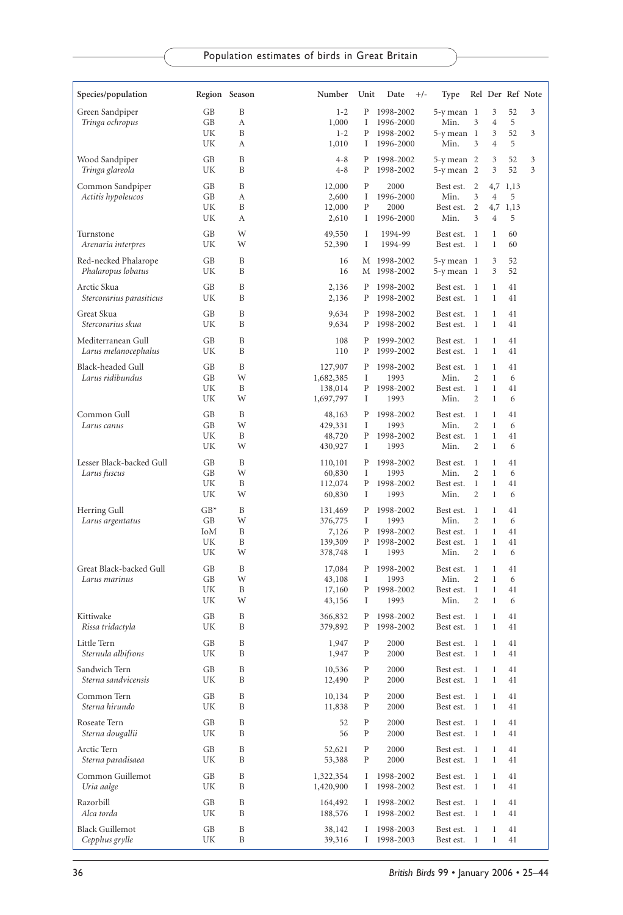| Species/population | Region | Season | Number | Unit | Date | +/- | Type | Rel | Der | Ref | Note |
|---|---|---|---|---|---|---|---|---|---|---|---|
| Green Sandpiper | GB | B | 1-2 | P | 1998-2002 | | 5-y mean | 1 | 3 | 52 | 3 |
| *Tringa ochropus* | GB | A | 1,000 | I | 1996-2000 | | Min. | 3 | 4 | 5 | |
| | UK | B | 1-2 | P | 1998-2002 | | 5-y mean | 1 | 3 | 52 | 3 |
| | UK | A | 1,010 | I | 1996-2000 | | Min. | 3 | 4 | 5 | |
| Wood Sandpiper | GB | B | 4-8 | P | 1998-2002 | | 5-y mean | 2 | 3 | 52 | 3 |
| *Tringa glareola* | UK | B | 4-8 | P | 1998-2002 | | 5-y mean | 2 | 3 | 52 | 3 |
| Common Sandpiper | GB | B | 12,000 | P | 2000 | | Best est. | 2 | 4,7 | 1,13 | |
| *Actitis hypoleucos* | GB | A | 2,600 | I | 1996-2000 | | Min. | 3 | 4 | 5 | |
| | UK | B | 12,000 | P | 2000 | | Best est. | 2 | 4,7 | 1,13 | |
| | UK | A | 2,610 | I | 1996-2000 | | Min. | 3 | 4 | 5 | |
| Turnstone | GB | W | 49,550 | I | 1994-99 | | Best est. | 1 | 1 | 60 | |
| *Arenaria interpres* | UK | W | 52,390 | I | 1994-99 | | Best est. | 1 | 1 | 60 | |
| Red-necked Phalarope | GB | B | 16 | M | 1998-2002 | | 5-y mean | 1 | 3 | 52 | |
| *Phalaropus lobatus* | UK | B | 16 | M | 1998-2002 | | 5-y mean | 1 | 3 | 52 | |
| Arctic Skua | GB | B | 2,136 | P | 1998-2002 | | Best est. | 1 | 1 | 41 | |
| *Stercorarius parasiticus* | UK | B | 2,136 | P | 1998-2002 | | Best est. | 1 | 1 | 41 | |
| Great Skua | GB | B | 9,634 | P | 1998-2002 | | Best est. | 1 | 1 | 41 | |
| *Stercorarius skua* | UK | B | 9,634 | P | 1998-2002 | | Best est. | 1 | 1 | 41 | |
| Mediterranean Gull | GB | B | 108 | P | 1999-2002 | | Best est. | 1 | 1 | 41 | |
| *Larus melanocephalus* | UK | B | 110 | P | 1999-2002 | | Best est. | 1 | 1 | 41 | |
| Black-headed Gull | GB | B | 127,907 | P | 1998-2002 | | Best est. | 1 | 1 | 41 | |
| *Larus ridibundus* | GB | W | 1,682,385 | I | 1993 | | Min. | 2 | 1 | 6 | |
| | UK | B | 138,014 | P | 1998-2002 | | Best est. | 1 | 1 | 41 | |
| | UK | W | 1,697,797 | I | 1993 | | Min. | 2 | 1 | 6 | |
| Common Gull | GB | B | 48,163 | P | 1998-2002 | | Best est. | 1 | 1 | 41 | |
| *Larus canus* | GB | W | 429,331 | I | 1993 | | Min. | 2 | 1 | 6 | |
| | UK | B | 48,720 | P | 1998-2002 | | Best est. | 1 | 1 | 41 | |
| | UK | W | 430,927 | I | 1993 | | Min. | 2 | 1 | 6 | |
| Lesser Black-backed Gull | GB | B | 110,101 | P | 1998-2002 | | Best est. | 1 | 1 | 41 | |
| *Larus fuscus* | GB | W | 60,830 | I | 1993 | | Min. | 2 | 1 | 6 | |
| | UK | B | 112,074 | P | 1998-2002 | | Best est. | 1 | 1 | 41 | |
| | UK | W | 60,830 | I | 1993 | | Min. | 2 | 1 | 6 | |
| Herring Gull | GB* | B | 131,469 | P | 1998-2002 | | Best est. | 1 | 1 | 41 | |
| *Larus argentatus* | GB | W | 376,775 | I | 1993 | | Min. | 2 | 1 | 6 | |
| | IoM | B | 7,126 | P | 1998-2002 | | Best est. | 1 | 1 | 41 | |
| | UK | B | 139,309 | P | 1998-2002 | | Best est. | 1 | 1 | 41 | |
| | UK | W | 378,748 | I | 1993 | | Min. | 2 | 1 | 6 | |
| Great Black-backed Gull | GB | B | 17,084 | P | 1998-2002 | | Best est. | 1 | 1 | 41 | |
| *Larus marinus* | GB | W | 43,108 | I | 1993 | | Min. | 2 | 1 | 6 | |
| | UK | B | 17,160 | P | 1998-2002 | | Best est. | 1 | 1 | 41 | |
| | UK | W | 43,156 | I | 1993 | | Min. | 2 | 1 | 6 | |
| Kittiwake | GB | B | 366,832 | P | 1998-2002 | | Best est. | 1 | 1 | 41 | |
| *Rissa tridactyla* | UK | B | 379,892 | P | 1998-2002 | | Best est. | 1 | 1 | 41 | |
| Little Tern | GB | B | 1,947 | P | 2000 | | Best est. | 1 | 1 | 41 | |
| *Sternula albifrons* | UK | B | 1,947 | P | 2000 | | Best est. | 1 | 1 | 41 | |
| Sandwich Tern | GB | B | 10,536 | P | 2000 | | Best est. | 1 | 1 | 41 | |
| *Sterna sandvicensis* | UK | B | 12,490 | P | 2000 | | Best est. | 1 | 1 | 41 | |
| Common Tern | GB | B | 10,134 | P | 2000 | | Best est. | 1 | 1 | 41 | |
| *Sterna hirundo* | UK | B | 11,838 | P | 2000 | | Best est. | 1 | 1 | 41 | |
| Roseate Tern | GB | B | 52 | P | 2000 | | Best est. | 1 | 1 | 41 | |
| *Sterna dougallii* | UK | B | 56 | P | 2000 | | Best est. | 1 | 1 | 41 | |
| Arctic Tern | GB | B | 52,621 | P | 2000 | | Best est. | 1 | 1 | 41 | |
| *Sterna paradisaea* | UK | B | 53,388 | P | 2000 | | Best est. | 1 | 1 | 41 | |
| Common Guillemot | GB | B | 1,322,354 | I | 1998-2002 | | Best est. | 1 | 1 | 41 | |
| *Uria aalge* | UK | B | 1,420,900 | I | 1998-2002 | | Best est. | 1 | 1 | 41 | |
| Razorbill | GB | B | 164,492 | I | 1998-2002 | | Best est. | 1 | 1 | 41 | |
| *Alca torda* | UK | B | 188,576 | I | 1998-2002 | | Best est. | 1 | 1 | 41 | |
| Black Guillemot | GB | B | 38,142 | I | 1998-2003 | | Best est. | 1 | 1 | 41 | |
| *Cepphus grylle* | UK | B | 39,316 | I | 1998-2003 | | Best est. | 1 | 1 | 41 | |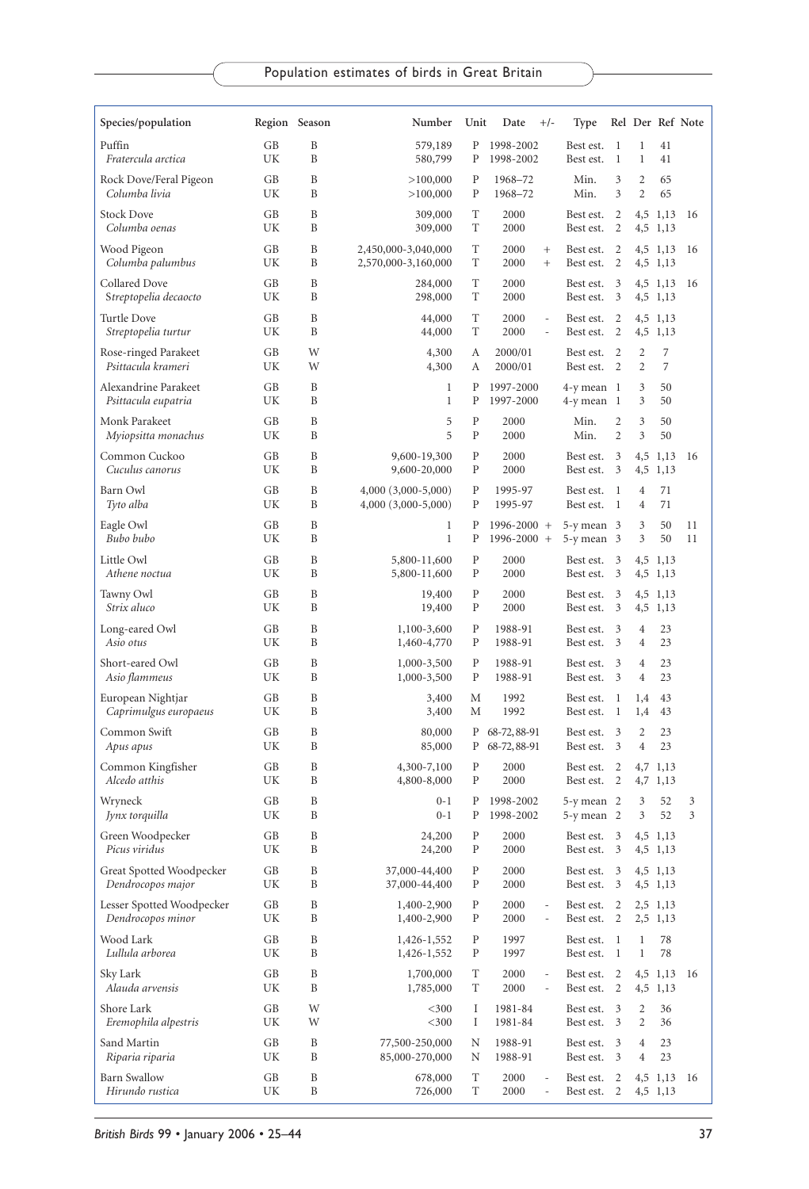| Species/population | Region | Season | Number | Unit | Date | +/- | Type | Rel | Der | Ref | Note |
|---|---|---|---|---|---|---|---|---|---|---|---|
| Puffin | GB | B | 579,189 | P | 1998-2002 | | Best est. | 1 | 1 | 41 | |
| *Fratercula arctica* | UK | B | 580,799 | P | 1998-2002 | | Best est. | 1 | 1 | 41 | |
| Rock Dove/Feral Pigeon | GB | B | >100,000 | P | 1968–72 | | Min. | 3 | 2 | 65 | |
| *Columba livia* | UK | B | >100,000 | P | 1968–72 | | Min. | 3 | 2 | 65 | |
| Stock Dove | GB | B | 309,000 | T | 2000 | | Best est. | 2 | 4,5 | 1,13 | 16 |
| *Columba oenas* | UK | B | 309,000 | T | 2000 | | Best est. | 2 | 4,5 | 1,13 | |
| Wood Pigeon | GB | B | 2,450,000-3,040,000 | T | 2000 | + | Best est. | 2 | 4,5 | 1,13 | 16 |
| *Columba palumbus* | UK | B | 2,570,000-3,160,000 | T | 2000 | + | Best est. | 2 | 4,5 | 1,13 | |
| Collared Dove | GB | B | 284,000 | T | 2000 | | Best est. | 3 | 4,5 | 1,13 | 16 |
| *Streptopelia decaocto* | UK | B | 298,000 | T | 2000 | | Best est. | 3 | 4,5 | 1,13 | |
| Turtle Dove | GB | B | 44,000 | T | 2000 | - | Best est. | 2 | 4,5 | 1,13 | |
| *Streptopelia turtur* | UK | B | 44,000 | T | 2000 | - | Best est. | 2 | 4,5 | 1,13 | |
| Rose-ringed Parakeet | GB | W | 4,300 | A | 2000/01 | | Best est. | 2 | 2 | 7 | |
| *Psittacula krameri* | UK | W | 4,300 | A | 2000/01 | | Best est. | 2 | 2 | 7 | |
| Alexandrine Parakeet | GB | B | 1 | P | 1997-2000 | | 4-y mean | 1 | 3 | 50 | |
| *Psittacula eupatria* | UK | B | 1 | P | 1997-2000 | | 4-y mean | 1 | 3 | 50 | |
| Monk Parakeet | GB | B | 5 | P | 2000 | | Min. | 2 | 3 | 50 | |
| *Myiopsitta monachus* | UK | B | 5 | P | 2000 | | Min. | 2 | 3 | 50 | |
| Common Cuckoo | GB | B | 9,600-19,300 | P | 2000 | | Best est. | 3 | 4,5 | 1,13 | 16 |
| *Cuculus canorus* | UK | B | 9,600-20,000 | P | 2000 | | Best est. | 3 | 4,5 | 1,13 | |
| Barn Owl | GB | B | 4,000 (3,000-5,000) | P | 1995-97 | | Best est. | 1 | 4 | 71 | |
| *Tyto alba* | UK | B | 4,000 (3,000-5,000) | P | 1995-97 | | Best est. | 1 | 4 | 71 | |
| Eagle Owl | GB | B | 1 | P | 1996-2000 | + | 5-y mean | 3 | 3 | 50 | 11 |
| *Bubo bubo* | UK | B | 1 | P | 1996-2000 | + | 5-y mean | 3 | 3 | 50 | 11 |
| Little Owl | GB | B | 5,800-11,600 | P | 2000 | | Best est. | 3 | 4,5 | 1,13 | |
| *Athene noctua* | UK | B | 5,800-11,600 | P | 2000 | | Best est. | 3 | 4,5 | 1,13 | |
| Tawny Owl | GB | B | 19,400 | P | 2000 | | Best est. | 3 | 4,5 | 1,13 | |
| *Strix aluco* | UK | B | 19,400 | P | 2000 | | Best est. | 3 | 4,5 | 1,13 | |
| Long-eared Owl | GB | B | 1,100-3,600 | P | 1988-91 | | Best est. | 3 | 4 | 23 | |
| *Asio otus* | UK | B | 1,460-4,770 | P | 1988-91 | | Best est. | 3 | 4 | 23 | |
| Short-eared Owl | GB | B | 1,000-3,500 | P | 1988-91 | | Best est. | 3 | 4 | 23 | |
| *Asio flammeus* | UK | B | 1,000-3,500 | P | 1988-91 | | Best est. | 3 | 4 | 23 | |
| European Nightjar | GB | B | 3,400 | M | 1992 | | Best est. | 1 | 1,4 | 43 | |
| *Caprimulgus europaeus* | UK | B | 3,400 | M | 1992 | | Best est. | 1 | 1,4 | 43 | |
| Common Swift | GB | B | 80,000 | P | 68-72, 88-91 | | Best est. | 3 | 2 | 23 | |
| *Apus apus* | UK | B | 85,000 | P | 68-72, 88-91 | | Best est. | 3 | 4 | 23 | |
| Common Kingfisher | GB | B | 4,300-7,100 | P | 2000 | | Best est. | 2 | 4,7 | 1,13 | |
| *Alcedo atthis* | UK | B | 4,800-8,000 | P | 2000 | | Best est. | 2 | 4,7 | 1,13 | |
| Wryneck | GB | B | 0-1 | P | 1998-2002 | | 5-y mean | 2 | 3 | 52 | 3 |
| *Jynx torquilla* | UK | B | 0-1 | P | 1998-2002 | | 5-y mean | 2 | 3 | 52 | 3 |
| Green Woodpecker | GB | B | 24,200 | P | 2000 | | Best est. | 3 | 4,5 | 1,13 | |
| *Picus viridus* | UK | B | 24,200 | P | 2000 | | Best est. | 3 | 4,5 | 1,13 | |
| Great Spotted Woodpecker | GB | B | 37,000-44,400 | P | 2000 | | Best est. | 3 | 4,5 | 1,13 | |
| *Dendrocopos major* | UK | B | 37,000-44,400 | P | 2000 | | Best est. | 3 | 4,5 | 1,13 | |
| Lesser Spotted Woodpecker | GB | B | 1,400-2,900 | P | 2000 | - | Best est. | 2 | 2,5 | 1,13 | |
| *Dendrocopos minor* | UK | B | 1,400-2,900 | P | 2000 | - | Best est. | 2 | 2,5 | 1,13 | |
| Wood Lark | GB | B | 1,426-1,552 | P | 1997 | | Best est. | 1 | 1 | 78 | |
| *Lullula arborea* | UK | B | 1,426-1,552 | P | 1997 | | Best est. | 1 | 1 | 78 | |
| Sky Lark | GB | B | 1,700,000 | T | 2000 | - | Best est. | 2 | 4,5 | 1,13 | 16 |
| *Alauda arvensis* | UK | B | 1,785,000 | T | 2000 | - | Best est. | 2 | 4,5 | 1,13 | |
| Shore Lark | GB | W | <300 | I | 1981-84 | | Best est. | 3 | 2 | 36 | |
| *Eremophila alpestris* | UK | W | <300 | I | 1981-84 | | Best est. | 3 | 2 | 36 | |
| Sand Martin | GB | B | 77,500-250,000 | N | 1988-91 | | Best est. | 3 | 4 | 23 | |
| *Riparia riparia* | UK | B | 85,000-270,000 | N | 1988-91 | | Best est. | 3 | 4 | 23 | |
| Barn Swallow | GB | B | 678,000 | T | 2000 | - | Best est. | 2 | 4,5 | 1,13 | 16 |
| *Hirundo rustica* | UK | B | 726,000 | T | 2000 | - | Best est. | 2 | 4,5 | 1,13 | |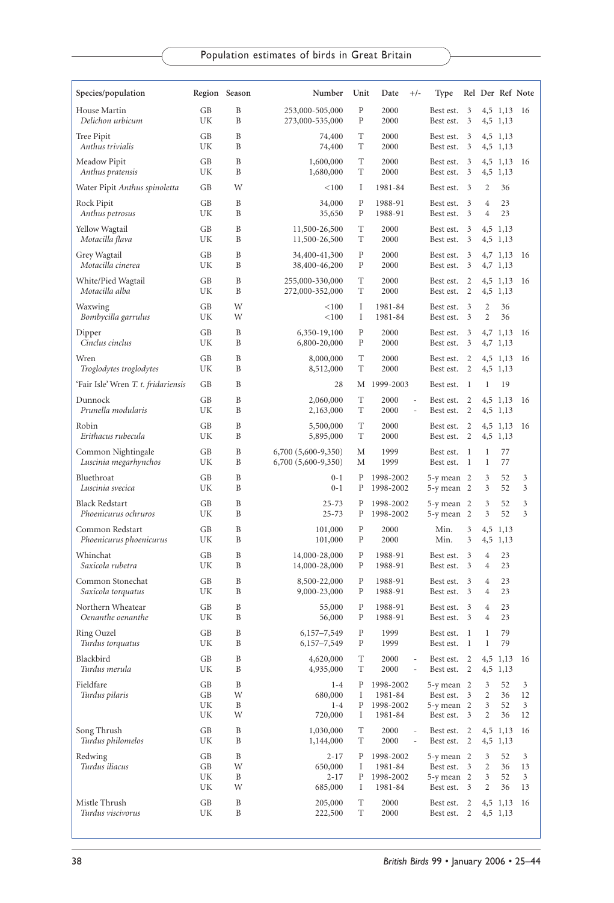| Species/population | Region | Season | Number | Unit | Date | +/- | Type | Rel | Der | Ref | Note |
|---|---|---|---|---|---|---|---|---|---|---|---|
| House Martin | GB | B | 253,000-505,000 | P | 2000 | | Best est. | 3 | 4,5 | 1,13 | 16 |
| *Delichon urbicum* | UK | B | 273,000-535,000 | P | 2000 | | Best est. | 3 | 4,5 | 1,13 | |
| Tree Pipit | GB | B | 74,400 | T | 2000 | | Best est. | 3 | 4,5 | 1,13 | |
| *Anthus trivialis* | UK | B | 74,400 | T | 2000 | | Best est. | 3 | 4,5 | 1,13 | |
| Meadow Pipit | GB | B | 1,600,000 | T | 2000 | | Best est. | 3 | 4,5 | 1,13 | 16 |
| *Anthus pratensis* | UK | B | 1,680,000 | T | 2000 | | Best est. | 3 | 4,5 | 1,13 | |
| Water Pipit *Anthus spinoletta* | GB | W | <100 | I | 1981-84 | | Best est. | 3 | 2 | 36 | |
| Rock Pipit | GB | B | 34,000 | P | 1988-91 | | Best est. | 3 | 4 | 23 | |
| *Anthus petrosus* | UK | B | 35,650 | P | 1988-91 | | Best est. | 3 | 4 | 23 | |
| Yellow Wagtail | GB | B | 11,500-26,500 | T | 2000 | | Best est. | 3 | 4,5 | 1,13 | |
| *Motacilla flava* | UK | B | 11,500-26,500 | T | 2000 | | Best est. | 3 | 4,5 | 1,13 | |
| Grey Wagtail | GB | B | 34,400-41,300 | P | 2000 | | Best est. | 3 | 4,7 | 1,13 | 16 |
| *Motacilla cinerea* | UK | B | 38,400-46,200 | P | 2000 | | Best est. | 3 | 4,7 | 1,13 | |
| White/Pied Wagtail | GB | B | 255,000-330,000 | T | 2000 | | Best est. | 2 | 4,5 | 1,13 | 16 |
| *Motacilla alba* | UK | B | 272,000-352,000 | T | 2000 | | Best est. | 2 | 4,5 | 1,13 | |
| Waxwing | GB | W | <100 | I | 1981-84 | | Best est. | 3 | 2 | 36 | |
| *Bombycilla garrulus* | UK | W | <100 | I | 1981-84 | | Best est. | 3 | 2 | 36 | |
| Dipper | GB | B | 6,350-19,100 | P | 2000 | | Best est. | 3 | 4,7 | 1,13 | 16 |
| *Cinclus cinclus* | UK | B | 6,800-20,000 | P | 2000 | | Best est. | 3 | 4,7 | 1,13 | |
| Wren | GB | B | 8,000,000 | T | 2000 | | Best est. | 2 | 4,5 | 1,13 | 16 |
| *Troglodytes troglodytes* | UK | B | 8,512,000 | T | 2000 | | Best est. | 2 | 4,5 | 1,13 | |
| 'Fair Isle' Wren *T. t. fridariensis* | GB | B | 28 | M | 1999-2003 | | Best est. | 1 | 1 | 19 | |
| Dunnock | GB | B | 2,060,000 | T | 2000 | - | Best est. | 2 | 4,5 | 1,13 | 16 |
| *Prunella modularis* | UK | B | 2,163,000 | T | 2000 | - | Best est. | 2 | 4,5 | 1,13 | |
| Robin | GB | B | 5,500,000 | T | 2000 | | Best est. | 2 | 4,5 | 1,13 | 16 |
| *Erithacus rubecula* | UK | B | 5,895,000 | T | 2000 | | Best est. | 2 | 4,5 | 1,13 | |
| Common Nightingale | GB | B | 6,700 (5,600-9,350) | M | 1999 | | Best est. | 1 | 1 | 77 | |
| *Luscinia megarhynchos* | UK | B | 6,700 (5,600-9,350) | M | 1999 | | Best est. | 1 | 1 | 77 | |
| Bluethroat | GB | B | 0-1 | P | 1998-2002 | | 5-y mean | 2 | 3 | 52 | 3 |
| *Luscinia svecica* | UK | B | 0-1 | P | 1998-2002 | | 5-y mean | 2 | 3 | 52 | 3 |
| Black Redstart | GB | B | 25-73 | P | 1998-2002 | | 5-y mean | 2 | 3 | 52 | 3 |
| *Phoenicurus ochruros* | UK | B | 25-73 | P | 1998-2002 | | 5-y mean | 2 | 3 | 52 | 3 |
| Common Redstart | GB | B | 101,000 | P | 2000 | | Min. | 3 | 4,5 | 1,13 | |
| *Phoenicurus phoenicurus* | UK | B | 101,000 | P | 2000 | | Min. | 3 | 4,5 | 1,13 | |
| Whinchat | GB | B | 14,000-28,000 | P | 1988-91 | | Best est. | 3 | 4 | 23 | |
| *Saxicola rubetra* | UK | B | 14,000-28,000 | P | 1988-91 | | Best est. | 3 | 4 | 23 | |
| Common Stonechat | GB | B | 8,500-22,000 | P | 1988-91 | | Best est. | 3 | 4 | 23 | |
| *Saxicola torquatus* | UK | B | 9,000-23,000 | P | 1988-91 | | Best est. | 3 | 4 | 23 | |
| Northern Wheatear | GB | B | 55,000 | P | 1988-91 | | Best est. | 3 | 4 | 23 | |
| *Oenanthe oenanthe* | UK | B | 56,000 | P | 1988-91 | | Best est. | 3 | 4 | 23 | |
| Ring Ouzel | GB | B | 6,157–7,549 | P | 1999 | | Best est. | 1 | 1 | 79 | |
| *Turdus torquatus* | UK | B | 6,157–7,549 | P | 1999 | | Best est. | 1 | 1 | 79 | |
| Blackbird | GB | B | 4,620,000 | T | 2000 | - | Best est. | 2 | 4,5 | 1,13 | 16 |
| *Turdus merula* | UK | B | 4,935,000 | T | 2000 | - | Best est. | 2 | 4,5 | 1,13 | |
| Fieldfare | GB | B | 1-4 | P | 1998-2002 | | 5-y mean | 2 | 3 | 52 | 3 |
| *Turdus pilaris* | GB | W | 680,000 | I | 1981-84 | | Best est. | 3 | 2 | 36 | 12 |
| | UK | B | 1-4 | P | 1998-2002 | | 5-y mean | 2 | 3 | 52 | 3 |
| | UK | W | 720,000 | I | 1981-84 | | Best est. | 3 | 2 | 36 | 12 |
| Song Thrush | GB | B | 1,030,000 | T | 2000 | - | Best est. | 2 | 4,5 | 1,13 | 16 |
| *Turdus philomelos* | UK | B | 1,144,000 | T | 2000 | - | Best est. | 2 | 4,5 | 1,13 | |
| Redwing | GB | B | 2-17 | P | 1998-2002 | | 5-y mean | 2 | 3 | 52 | 3 |
| *Turdus iliacus* | GB | W | 650,000 | I | 1981-84 | | Best est. | 3 | 2 | 36 | 13 |
| | UK | B | 2-17 | P | 1998-2002 | | 5-y mean | 2 | 3 | 52 | 3 |
| | UK | W | 685,000 | I | 1981-84 | | Best est. | 3 | 2 | 36 | 13 |
| Mistle Thrush | GB | B | 205,000 | T | 2000 | | Best est. | 2 | 4,5 | 1,13 | 16 |
| *Turdus viscivorus* | UK | B | 222,500 | T | 2000 | | Best est. | 2 | 4,5 | 1,13 | |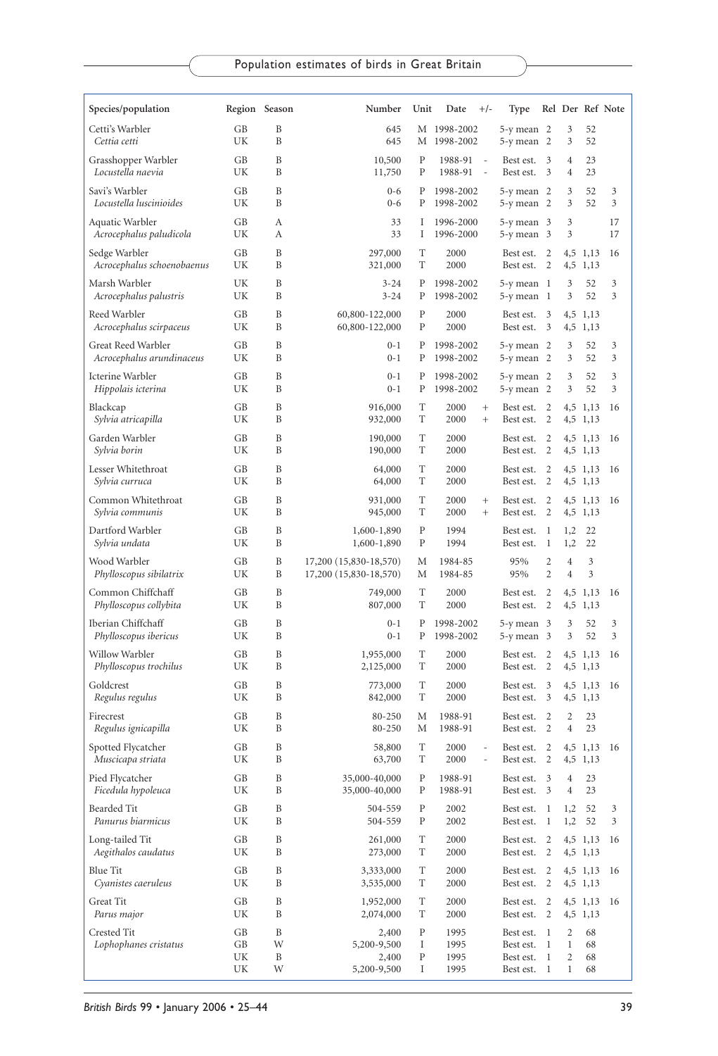| Species/population | Region | Season | Number | Unit | Date | +/- | Type | Rel | Der | Ref | Note |
|---|---|---|---|---|---|---|---|---|---|---|---|
| Cetti's Warbler | GB | B | 645 | M | 1998-2002 | | 5-y mean | 2 | 3 | 52 | |
| *Cettia cetti* | UK | B | 645 | M | 1998-2002 | | 5-y mean | 2 | 3 | 52 | |
| Grasshopper Warbler | GB | B | 10,500 | P | 1988-91 | - | Best est. | 3 | 4 | 23 | |
| *Locustella naevia* | UK | B | 11,750 | P | 1988-91 | - | Best est. | 3 | 4 | 23 | |
| Savi's Warbler | GB | B | 0-6 | P | 1998-2002 | | 5-y mean | 2 | 3 | 52 | 3 |
| *Locustella luscinioides* | UK | B | 0-6 | P | 1998-2002 | | 5-y mean | 2 | 3 | 52 | 3 |
| Aquatic Warbler | GB | A | 33 | I | 1996-2000 | | 5-y mean | 3 | 3 | | 17 |
| *Acrocephalus paludicola* | UK | A | 33 | I | 1996-2000 | | 5-y mean | 3 | 3 | | 17 |
| Sedge Warbler | GB | B | 297,000 | T | 2000 | | Best est. | 2 | 4,5 | 1,13 | 16 |
| *Acrocephalus schoenobaenus* | UK | B | 321,000 | T | 2000 | | Best est. | 2 | 4,5 | 1,13 | |
| Marsh Warbler | UK | B | 3-24 | P | 1998-2002 | | 5-y mean | 1 | 3 | 52 | 3 |
| *Acrocephalus palustris* | UK | B | 3-24 | P | 1998-2002 | | 5-y mean | 1 | 3 | 52 | 3 |
| Reed Warbler | GB | B | 60,800-122,000 | P | 2000 | | Best est. | 3 | 4,5 | 1,13 | |
| *Acrocephalus scirpaceus* | UK | B | 60,800-122,000 | P | 2000 | | Best est. | 3 | 4,5 | 1,13 | |
| Great Reed Warbler | GB | B | 0-1 | P | 1998-2002 | | 5-y mean | 2 | 3 | 52 | 3 |
| *Acrocephalus arundinaceus* | UK | B | 0-1 | P | 1998-2002 | | 5-y mean | 2 | 3 | 52 | 3 |
| Icterine Warbler | GB | B | 0-1 | P | 1998-2002 | | 5-y mean | 2 | 3 | 52 | 3 |
| *Hippolais icterina* | UK | B | 0-1 | P | 1998-2002 | | 5-y mean | 2 | 3 | 52 | 3 |
| Blackcap | GB | B | 916,000 | T | 2000 | + | Best est. | 2 | 4,5 | 1,13 | 16 |
| *Sylvia atricapilla* | UK | B | 932,000 | T | 2000 | + | Best est. | 2 | 4,5 | 1,13 | |
| Garden Warbler | GB | B | 190,000 | T | 2000 | | Best est. | 2 | 4,5 | 1,13 | 16 |
| *Sylvia borin* | UK | B | 190,000 | T | 2000 | | Best est. | 2 | 4,5 | 1,13 | |
| Lesser Whitethroat | GB | B | 64,000 | T | 2000 | | Best est. | 2 | 4,5 | 1,13 | 16 |
| *Sylvia curruca* | UK | B | 64,000 | T | 2000 | | Best est. | 2 | 4,5 | 1,13 | |
| Common Whitethroat | GB | B | 931,000 | T | 2000 | + | Best est. | 2 | 4,5 | 1,13 | 16 |
| *Sylvia communis* | UK | B | 945,000 | T | 2000 | + | Best est. | 2 | 4,5 | 1,13 | |
| Dartford Warbler | GB | B | 1,600-1,890 | P | 1994 | | Best est. | 1 | 1,2 | 22 | |
| *Sylvia undata* | UK | B | 1,600-1,890 | P | 1994 | | Best est. | 1 | 1,2 | 22 | |
| Wood Warbler | GB | B | 17,200 (15,830-18,570) | M | 1984-85 | | 95% | 2 | 4 | 3 | |
| *Phylloscopus sibilatrix* | UK | B | 17,200 (15,830-18,570) | M | 1984-85 | | 95% | 2 | 4 | 3 | |
| Common Chiffchaff | GB | B | 749,000 | T | 2000 | | Best est. | 2 | 4,5 | 1,13 | 16 |
| *Phylloscopus collybita* | UK | B | 807,000 | T | 2000 | | Best est. | 2 | 4,5 | 1,13 | |
| Iberian Chiffchaff | GB | B | 0-1 | P | 1998-2002 | | 5-y mean | 3 | 3 | 52 | 3 |
| *Phylloscopus ibericus* | UK | B | 0-1 | P | 1998-2002 | | 5-y mean | 3 | 3 | 52 | 3 |
| Willow Warbler | GB | B | 1,955,000 | T | 2000 | | Best est. | 2 | 4,5 | 1,13 | 16 |
| *Phylloscopus trochilus* | UK | B | 2,125,000 | T | 2000 | | Best est. | 2 | 4,5 | 1,13 | |
| Goldcrest | GB | B | 773,000 | T | 2000 | | Best est. | 3 | 4,5 | 1,13 | 16 |
| *Regulus regulus* | UK | B | 842,000 | T | 2000 | | Best est. | 3 | 4,5 | 1,13 | |
| Firecrest | GB | B | 80-250 | M | 1988-91 | | Best est. | 2 | 2 | 23 | |
| *Regulus ignicapilla* | UK | B | 80-250 | M | 1988-91 | | Best est. | 2 | 4 | 23 | |
| Spotted Flycatcher | GB | B | 58,800 | T | 2000 | - | Best est. | 2 | 4,5 | 1,13 | 16 |
| *Muscicapa striata* | UK | B | 63,700 | T | 2000 | - | Best est. | 2 | 4,5 | 1,13 | |
| Pied Flycatcher | GB | B | 35,000-40,000 | P | 1988-91 | | Best est. | 3 | 4 | 23 | |
| *Ficedula hypoleuca* | UK | B | 35,000-40,000 | P | 1988-91 | | Best est. | 3 | 4 | 23 | |
| Bearded Tit | GB | B | 504-559 | P | 2002 | | Best est. | 1 | 1,2 | 52 | 3 |
| *Panurus biarmicus* | UK | B | 504-559 | P | 2002 | | Best est. | 1 | 1,2 | 52 | 3 |
| Long-tailed Tit | GB | B | 261,000 | T | 2000 | | Best est. | 2 | 4,5 | 1,13 | 16 |
| *Aegithalos caudatus* | UK | B | 273,000 | T | 2000 | | Best est. | 2 | 4,5 | 1,13 | |
| Blue Tit | GB | B | 3,333,000 | T | 2000 | | Best est. | 2 | 4,5 | 1,13 | 16 |
| *Cyanistes caeruleus* | UK | B | 3,535,000 | T | 2000 | | Best est. | 2 | 4,5 | 1,13 | |
| Great Tit | GB | B | 1,952,000 | T | 2000 | | Best est. | 2 | 4,5 | 1,13 | 16 |
| *Parus major* | UK | B | 2,074,000 | T | 2000 | | Best est. | 2 | 4,5 | 1,13 | |
| Crested Tit | GB | B | 2,400 | P | 1995 | | Best est. | 1 | 2 | 68 | |
| *Lophophanes cristatus* | GB | W | 5,200-9,500 | I | 1995 | | Best est. | 1 | 1 | 68 | |
| | UK | B | 2,400 | P | 1995 | | Best est. | 1 | 2 | 68 | |
| | UK | W | 5,200-9,500 | I | 1995 | | Best est. | 1 | 1 | 68 | |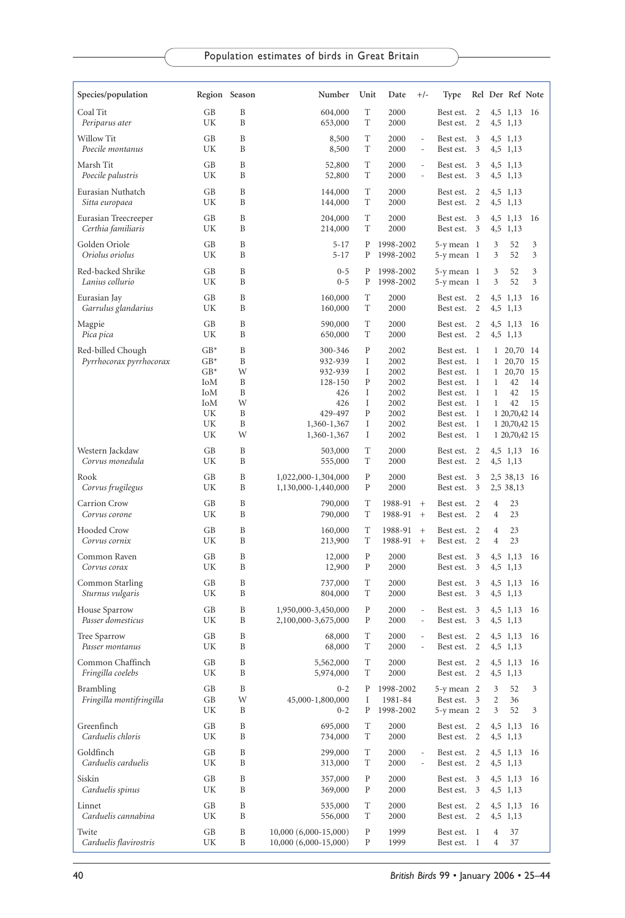| Species/population | Region | Season | Number | Unit | Date | +/- | Type | Rel | Der | Ref | Note |
|---|---|---|---|---|---|---|---|---|---|---|---|
| Coal Tit | GB | B | 604,000 | T | 2000 | | Best est. | 2 | 4,5 | 1,13 | 16 |
| *Periparus ater* | UK | B | 653,000 | T | 2000 | | Best est. | 2 | 4,5 | 1,13 | |
| Willow Tit | GB | B | 8,500 | T | 2000 | - | Best est. | 3 | 4,5 | 1,13 | |
| *Poecile montanus* | UK | B | 8,500 | T | 2000 | - | Best est. | 3 | 4,5 | 1,13 | |
| Marsh Tit | GB | B | 52,800 | T | 2000 | - | Best est. | 3 | 4,5 | 1,13 | |
| *Poecile palustris* | UK | B | 52,800 | T | 2000 | - | Best est. | 3 | 4,5 | 1,13 | |
| Eurasian Nuthatch | GB | B | 144,000 | T | 2000 | | Best est. | 2 | 4,5 | 1,13 | |
| *Sitta europaea* | UK | B | 144,000 | T | 2000 | | Best est. | 2 | 4,5 | 1,13 | |
| Eurasian Treecreeper | GB | B | 204,000 | T | 2000 | | Best est. | 3 | 4,5 | 1,13 | 16 |
| *Certhia familiaris* | UK | B | 214,000 | T | 2000 | | Best est. | 3 | 4,5 | 1,13 | |
| Golden Oriole | GB | B | 5-17 | P | 1998-2002 | | 5-y mean | 1 | 3 | 52 | 3 |
| *Oriolus oriolus* | UK | B | 5-17 | P | 1998-2002 | | 5-y mean | 1 | 3 | 52 | 3 |
| Red-backed Shrike | GB | B | 0-5 | P | 1998-2002 | | 5-y mean | 1 | 3 | 52 | 3 |
| *Lanius collurio* | UK | B | 0-5 | P | 1998-2002 | | 5-y mean | 1 | 3 | 52 | 3 |
| Eurasian Jay | GB | B | 160,000 | T | 2000 | | Best est. | 2 | 4,5 | 1,13 | 16 |
| *Garrulus glandarius* | UK | B | 160,000 | T | 2000 | | Best est. | 2 | 4,5 | 1,13 | |
| Magpie | GB | B | 590,000 | T | 2000 | | Best est. | 2 | 4,5 | 1,13 | 16 |
| *Pica pica* | UK | B | 650,000 | T | 2000 | | Best est. | 2 | 4,5 | 1,13 | |
| Red-billed Chough | GB* | B | 300-346 | P | 2002 | | Best est. | 1 | 1 | 20,70 | 14 |
| *Pyrrhocorax pyrrhocorax* | GB* | B | 932-939 | I | 2002 | | Best est. | 1 | 1 | 20,70 | 15 |
| | GB* | W | 932-939 | I | 2002 | | Best est. | 1 | 1 | 20,70 | 15 |
| | IoM | B | 128-150 | P | 2002 | | Best est. | 1 | 1 | 42 | 14 |
| | IoM | B | 426 | I | 2002 | | Best est. | 1 | 1 | 42 | 15 |
| | IoM | W | 426 | I | 2002 | | Best est. | 1 | 1 | 42 | 15 |
| | UK | B | 429-497 | P | 2002 | | Best est. | 1 | 1 | 20,70,42 | 14 |
| | UK | B | 1,360-1,367 | I | 2002 | | Best est. | 1 | 1 | 20,70,42 | 15 |
| | UK | W | 1,360-1,367 | I | 2002 | | Best est. | 1 | 1 | 20,70,42 | 15 |
| Western Jackdaw | GB | B | 503,000 | T | 2000 | | Best est. | 2 | 4,5 | 1,13 | 16 |
| *Corvus monedula* | UK | B | 555,000 | T | 2000 | | Best est. | 2 | 4,5 | 1,13 | |
| Rook | GB | B | 1,022,000-1,304,000 | P | 2000 | | Best est. | 3 | 2,5 | 38,13 | 16 |
| *Corvus frugilegus* | UK | B | 1,130,000-1,440,000 | P | 2000 | | Best est. | 3 | 2,5 | 38,13 | |
| Carrion Crow | GB | B | 790,000 | T | 1988-91 | + | Best est. | 2 | 4 | 23 | |
| *Corvus corone* | UK | B | 790,000 | T | 1988-91 | + | Best est. | 2 | 4 | 23 | |
| Hooded Crow | GB | B | 160,000 | T | 1988-91 | + | Best est. | 2 | 4 | 23 | |
| *Corvus cornix* | UK | B | 213,900 | T | 1988-91 | + | Best est. | 2 | 4 | 23 | |
| Common Raven | GB | B | 12,000 | P | 2000 | | Best est. | 3 | 4,5 | 1,13 | 16 |
| *Corvus corax* | UK | B | 12,900 | P | 2000 | | Best est. | 3 | 4,5 | 1,13 | |
| Common Starling | GB | B | 737,000 | T | 2000 | | Best est. | 3 | 4,5 | 1,13 | 16 |
| *Sturnus vulgaris* | UK | B | 804,000 | T | 2000 | | Best est. | 3 | 4,5 | 1,13 | |
| House Sparrow | GB | B | 1,950,000-3,450,000 | P | 2000 | - | Best est. | 3 | 4,5 | 1,13 | 16 |
| *Passer domesticus* | UK | B | 2,100,000-3,675,000 | P | 2000 | - | Best est. | 3 | 4,5 | 1,13 | |
| Tree Sparrow | GB | B | 68,000 | T | 2000 | - | Best est. | 2 | 4,5 | 1,13 | 16 |
| *Passer montanus* | UK | B | 68,000 | T | 2000 | - | Best est. | 2 | 4,5 | 1,13 | |
| Common Chaffinch | GB | B | 5,562,000 | T | 2000 | | Best est. | 2 | 4,5 | 1,13 | 16 |
| *Fringilla coelebs* | UK | B | 5,974,000 | T | 2000 | | Best est. | 2 | 4,5 | 1,13 | |
| Brambling | GB | B | 0-2 | P | 1998-2002 | | 5-y mean | 2 | 3 | 52 | 3 |
| *Fringilla montifringilla* | GB | W | 45,000-1,800,000 | I | 1981-84 | | Best est. | 3 | 2 | 36 | |
| | UK | B | 0-2 | P | 1998-2002 | | 5-y mean | 2 | 3 | 52 | 3 |
| Greenfinch | GB | B | 695,000 | T | 2000 | | Best est. | 2 | 4,5 | 1,13 | 16 |
| *Carduelis chloris* | UK | B | 734,000 | T | 2000 | | Best est. | 2 | 4,5 | 1,13 | |
| Goldfinch | GB | B | 299,000 | T | 2000 | - | Best est. | 2 | 4,5 | 1,13 | 16 |
| *Carduelis carduelis* | UK | B | 313,000 | T | 2000 | - | Best est. | 2 | 4,5 | 1,13 | |
| Siskin | GB | B | 357,000 | P | 2000 | | Best est. | 3 | 4,5 | 1,13 | 16 |
| *Carduelis spinus* | UK | B | 369,000 | P | 2000 | | Best est. | 3 | 4,5 | 1,13 | |
| Linnet | GB | B | 535,000 | T | 2000 | | Best est. | 2 | 4,5 | 1,13 | 16 |
| *Carduelis cannabina* | UK | B | 556,000 | T | 2000 | | Best est. | 2 | 4,5 | 1,13 | |
| Twite | GB | B | 10,000 (6,000-15,000) | P | 1999 | | Best est. | 1 | 4 | 37 | |
| *Carduelis flavirostris* | UK | B | 10,000 (6,000-15,000) | P | 1999 | | Best est. | 1 | 4 | 37 | |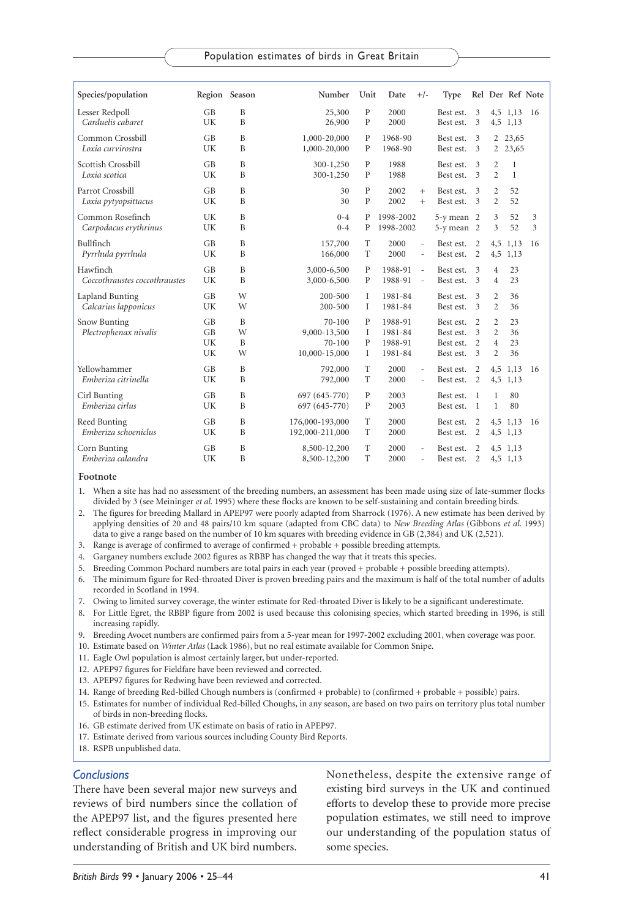| Species/population | Region | Season | Number | Unit | Date | +/- | Type | Rel | Der | Ref | Note |
|---|---|---|---|---|---|---|---|---|---|---|---|
| Lesser Redpoll | GB | B | 25,300 | P | 2000 | | Best est. | 3 | 4,5 | 1,13 | 16 |
| *Carduelis cabaret* | UK | B | 26,900 | P | 2000 | | Best est. | 3 | 4,5 | 1,13 | |
| Common Crossbill | GB | B | 1,000-20,000 | P | 1968-90 | | Best est. | 3 | 2 | 23,65 | |
| *Loxia curvirostra* | UK | B | 1,000-20,000 | P | 1968-90 | | Best est. | 3 | 2 | 23,65 | |
| Scottish Crossbill | GB | B | 300-1,250 | P | 1988 | | Best est. | 3 | 2 | 1 | |
| *Loxia scotica* | UK | B | 300-1,250 | P | 1988 | | Best est. | 3 | 2 | 1 | |
| Parrot Crossbill | GB | B | 30 | P | 2002 | + | Best est. | 3 | 2 | 52 | |
| *Loxia pytyopsittacus* | UK | B | 30 | P | 2002 | + | Best est. | 3 | 2 | 52 | |
| Common Rosefinch | UK | B | 0-4 | P | 1998-2002 | | 5-y mean | 2 | 3 | 52 | 3 |
| *Carpodacus erythrinus* | UK | B | 0-4 | P | 1998-2002 | | 5-y mean | 2 | 3 | 52 | 3 |
| Bullfinch | GB | B | 157,700 | T | 2000 | - | Best est. | 2 | 4,5 | 1,13 | 16 |
| *Pyrrhula pyrrhula* | UK | B | 166,000 | T | 2000 | - | Best est. | 2 | 4,5 | 1,13 | |
| Hawfinch | GB | B | 3,000-6,500 | P | 1988-91 | - | Best est. | 3 | 4 | 23 | |
| *Coccothraustes coccothraustes* | UK | B | 3,000-6,500 | P | 1988-91 | - | Best est. | 3 | 4 | 23 | |
| Lapland Bunting | GB | W | 200-500 | I | 1981-84 | | Best est. | 3 | 2 | 36 | |
| *Calcarius lapponicus* | UK | W | 200-500 | I | 1981-84 | | Best est. | 3 | 2 | 36 | |
| Snow Bunting | GB | B | 70-100 | P | 1988-91 | | Best est. | 2 | 2 | 23 | |
| *Plectrophenax nivalis* | GB | W | 9,000-13,500 | I | 1981-84 | | Best est. | 3 | 2 | 36 | |
| | UK | B | 70-100 | P | 1988-91 | | Best est. | 2 | 4 | 23 | |
| | UK | W | 10,000-15,000 | I | 1981-84 | | Best est. | 3 | 2 | 36 | |
| Yellowhammer | GB | B | 792,000 | T | 2000 | - | Best est. | 2 | 4,5 | 1,13 | 16 |
| *Emberiza citrinella* | UK | B | 792,000 | T | 2000 | - | Best est. | 2 | 4,5 | 1,13 | |
| Cirl Bunting | GB | B | 697 (645-770) | P | 2003 | | Best est. | 1 | 1 | 80 | |
| *Emberiza cirlus* | UK | B | 697 (645-770) | P | 2003 | | Best est. | 1 | 1 | 80 | |
| Reed Bunting | GB | B | 176,000-193,000 | T | 2000 | | Best est. | 2 | 4,5 | 1,13 | 16 |
| *Emberiza schoeniclus* | UK | B | 192,000-211,000 | T | 2000 | | Best est. | 2 | 4,5 | 1,13 | |
| Corn Bunting | GB | B | 8,500-12,200 | T | 2000 | - | Best est. | 2 | 4,5 | 1,13 | |
| *Emberiza calandra* | UK | B | 8,500-12,200 | T | 2000 | - | Best est. | 2 | 4,5 | 1,13 | |

**Footnote**

1. When a site has had no assessment of the breeding numbers, an assessment has been made using size of late-summer flocks divided by 3 (see Meininger *et al.* 1995) where these flocks are known to be self-sustaining and contain breeding birds.
2. The figures for breeding Mallard in APEP97 were poorly adapted from Sharrock (1976). A new estimate has been derived by applying densities of 20 and 48 pairs/10 km square (adapted from CBC data) to *New Breeding Atlas* (Gibbons *et al.* 1993) data to give a range based on the number of 10 km squares with breeding evidence in GB (2,384) and UK (2,521).
3. Range is average of confirmed to average of confirmed + probable + possible breeding attempts.
4. Garganey numbers exclude 2002 figures as RBBP has changed the way that it treats this species.
5. Breeding Common Pochard numbers are total pairs in each year (proved + probable + possible breeding attempts).
6. The minimum figure for Red-throated Diver is proven breeding pairs and the maximum is half of the total number of adults recorded in Scotland in 1994.
7. Owing to limited survey coverage, the winter estimate for Red-throated Diver is likely to be a significant underestimate.
8. For Little Egret, the RBBP figure from 2002 is used because this colonising species, which started breeding in 1996, is still increasing rapidly.
9. Breeding Avocet numbers are confirmed pairs from a 5-year mean for 1997-2002 excluding 2001, when coverage was poor.
10. Estimate based on *Winter Atlas* (Lack 1986), but no real estimate available for Common Snipe.
11. Eagle Owl population is almost certainly larger, but under-reported.
12. APEP97 figures for Fieldfare have been reviewed and corrected.
13. APEP97 figures for Redwing have been reviewed and corrected.
14. Range of breeding Red-billed Chough numbers is (confirmed + probable) to (confirmed + probable + possible) pairs.
15. Estimates for number of individual Red-billed Choughs, in any season, are based on two pairs on territory plus total number of birds in non-breeding flocks.
16. GB estimate derived from UK estimate on basis of ratio in APEP97.
17. Estimate derived from various sources including County Bird Reports.
18. RSPB unpublished data.

### *Conclusions*

There have been several major new surveys and reviews of bird numbers since the collation of the APEP97 list, and the figures presented here reflect considerable progress in improving our understanding of British and UK bird numbers. Nonetheless, despite the extensive range of existing bird surveys in the UK and continued efforts to develop these to provide more precise population estimates, we still need to improve our understanding of the population status of some species.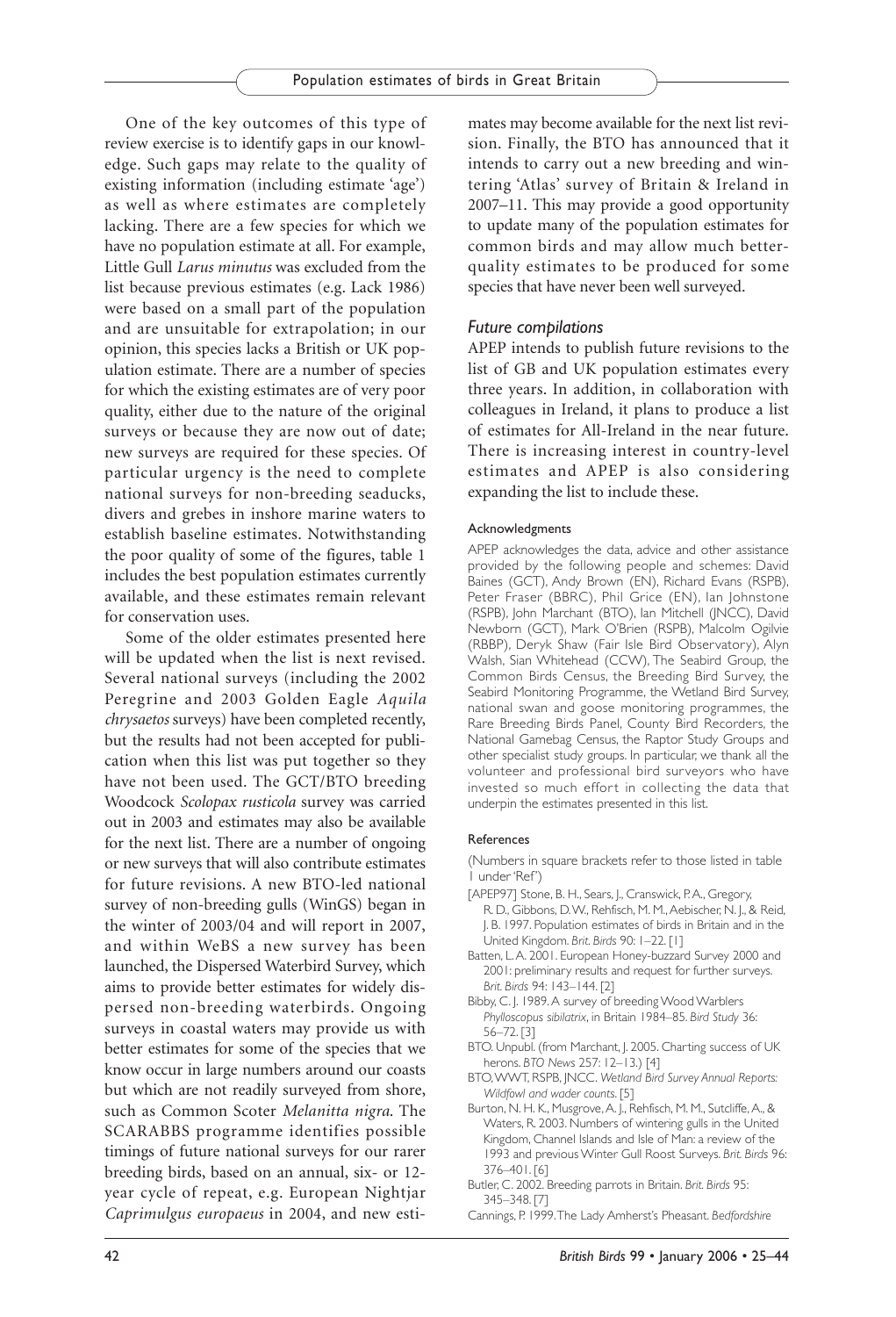One of the key outcomes of this type of review exercise is to identify gaps in our knowledge. Such gaps may relate to the quality of existing information (including estimate 'age') as well as where estimates are completely lacking. There are a few species for which we have no population estimate at all. For example, Little Gull *Larus minutus* was excluded from the list because previous estimates (e.g. Lack 1986) were based on a small part of the population and are unsuitable for extrapolation; in our opinion, this species lacks a British or UK population estimate. There are a number of species for which the existing estimates are of very poor quality, either due to the nature of the original surveys or because they are now out of date; new surveys are required for these species. Of particular urgency is the need to complete national surveys for non-breeding seaducks, divers and grebes in inshore marine waters to establish baseline estimates. Notwithstanding the poor quality of some of the figures, table 1 includes the best population estimates currently available, and these estimates remain relevant for conservation uses.

Some of the older estimates presented here will be updated when the list is next revised. Several national surveys (including the 2002 Peregrine and 2003 Golden Eagle *Aquila chrysaetos* surveys) have been completed recently, but the results had not been accepted for publication when this list was put together so they have not been used. The GCT/BTO breeding Woodcock *Scolopax rusticola* survey was carried out in 2003 and estimates may also be available for the next list. There are a number of ongoing or new surveys that will also contribute estimates for future revisions. A new BTO-led national survey of non-breeding gulls (WinGS) began in the winter of 2003/04 and will report in 2007, and within WeBS a new survey has been launched, the Dispersed Waterbird Survey, which aims to provide better estimates for widely dispersed non-breeding waterbirds. Ongoing surveys in coastal waters may provide us with better estimates for some of the species that we know occur in large numbers around our coasts but which are not readily surveyed from shore, such as Common Scoter *Melanitta nigra*. The SCARABBS programme identifies possible timings of future national surveys for our rarer breeding birds, based on an annual, six- or 12-year cycle of repeat, e.g. European Nightjar *Caprimulgus europaeus* in 2004, and new estimates may become available for the next list revision. Finally, the BTO has announced that it intends to carry out a new breeding and wintering 'Atlas' survey of Britain & Ireland in 2007–11. This may provide a good opportunity to update many of the population estimates for common birds and may allow much better-quality estimates to be produced for some species that have never been well surveyed.

### *Future compilations*

APEP intends to publish future revisions to the list of GB and UK population estimates every three years. In addition, in collaboration with colleagues in Ireland, it plans to produce a list of estimates for All-Ireland in the near future. There is increasing interest in country-level estimates and APEP is also considering expanding the list to include these.

#### Acknowledgments

APEP acknowledges the data, advice and other assistance provided by the following people and schemes: David Baines (GCT), Andy Brown (EN), Richard Evans (RSPB), Peter Fraser (BBRC), Phil Grice (EN), Ian Johnstone (RSPB), John Marchant (BTO), Ian Mitchell (JNCC), David Newborn (GCT), Mark O'Brien (RSPB), Malcolm Ogilvie (RBBP), Deryk Shaw (Fair Isle Bird Observatory), Alyn Walsh, Sian Whitehead (CCW), The Seabird Group, the Common Birds Census, the Breeding Bird Survey, the Seabird Monitoring Programme, the Wetland Bird Survey, national swan and goose monitoring programmes, the Rare Breeding Birds Panel, County Bird Recorders, the National Gamebag Census, the Raptor Study Groups and other specialist study groups. In particular, we thank all the volunteer and professional bird surveyors who have invested so much effort in collecting the data that underpin the estimates presented in this list.

#### References

(Numbers in square brackets refer to those listed in table 1 under 'Ref')

[APEP97] Stone, B. H., Sears, J., Cranswick, P. A., Gregory, R. D., Gibbons, D. W., Rehfisch, M. M., Aebischer, N. J., & Reid, J. B. 1997. Population estimates of birds in Britain and in the United Kingdom. *Brit. Birds* 90: 1–22. [1]

Batten, L. A. 2001. European Honey-buzzard Survey 2000 and 2001: preliminary results and request for further surveys. *Brit. Birds* 94: 143–144. [2]

Bibby, C. J. 1989. A survey of breeding Wood Warblers *Phylloscopus sibilatrix*, in Britain 1984–85. *Bird Study* 36: 56–72. [3]

BTO. Unpubl. (from Marchant, J. 2005. Charting success of UK herons. *BTO News* 257: 12–13.) [4]

BTO, WWT, RSPB, JNCC. *Wetland Bird Survey Annual Reports: Wildfowl and wader counts*. [5]

Burton, N. H. K., Musgrove, A. J., Rehfisch, M. M., Sutcliffe, A., & Waters, R. 2003. Numbers of wintering gulls in the United Kingdom, Channel Islands and Isle of Man: a review of the 1993 and previous Winter Gull Roost Surveys. *Brit. Birds* 96: 376–401. [6]

Butler, C. 2002. Breeding parrots in Britain. *Brit. Birds* 95: 345–348. [7]

Cannings, P. 1999. The Lady Amherst's Pheasant. *Bedfordshire*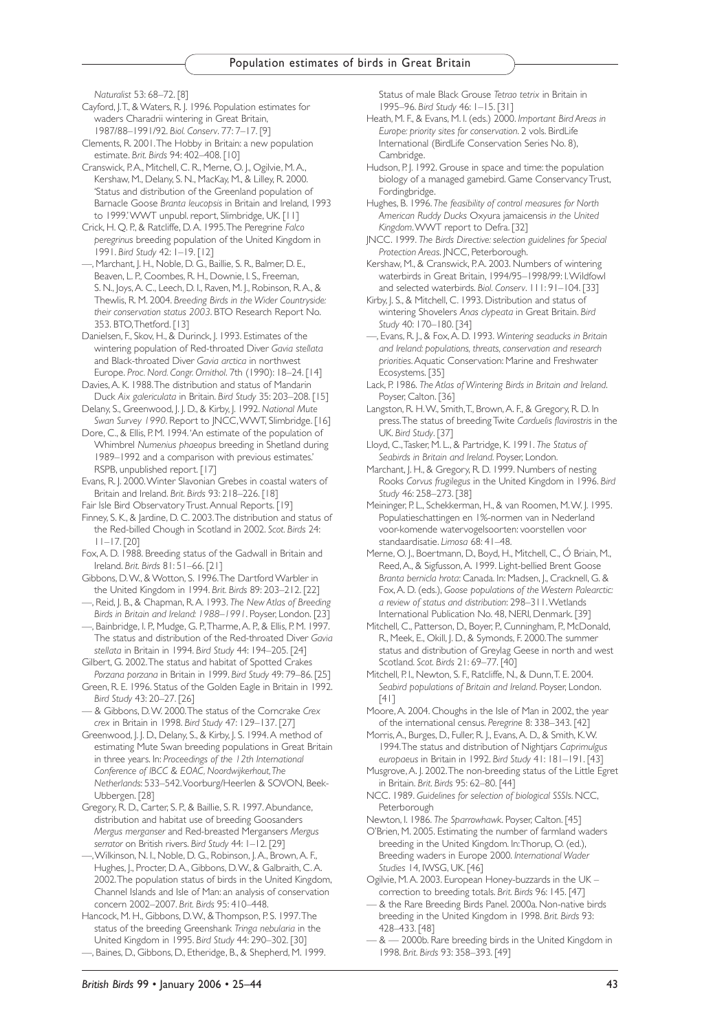*Naturalist* 53: 68–72. [8]

Cayford, J. T., & Waters, R. J. 1996. Population estimates for waders Charadrii wintering in Great Britain, 1987/88–1991/92. *Biol. Conserv*. 77: 7–17. [9]

Clements, R. 2001. The Hobby in Britain: a new population estimate. *Brit. Birds* 94: 402–408. [10]

Cranswick, P. A., Mitchell, C. R., Merne, O. J., Ogilvie, M. A., Kershaw, M., Delany, S. N., MacKay, M., & Lilley, R. 2000. 'Status and distribution of the Greenland population of Barnacle Goose *Branta leucopsis* in Britain and Ireland, 1993 to 1999.' WWT unpubl. report, Slimbridge, UK. [11]

Crick, H. Q. P., & Ratcliffe, D. A. 1995. The Peregrine *Falco peregrinus* breeding population of the United Kingdom in 1991. *Bird Study* 42: 1–19. [12]

—, Marchant, J. H., Noble, D. G., Baillie, S. R., Balmer, D. E., Beaven, L. P., Coombes, R. H., Downie, I. S., Freeman, S. N., Joys, A. C., Leech, D. I., Raven, M. J., Robinson, R. A., & Thewlis, R. M. 2004. *Breeding Birds in the Wider Countryside: their conservation status 2003*. BTO Research Report No. 353. BTO, Thetford. [13]

Danielsen, F., Skov, H., & Durinck, J. 1993. Estimates of the wintering population of Red-throated Diver *Gavia stellata* and Black-throated Diver *Gavia arctica* in northwest Europe. *Proc. Nord. Congr. Ornithol*. 7th (1990): 18–24. [14]

Davies, A. K. 1988. The distribution and status of Mandarin Duck *Aix galericulata* in Britain. *Bird Study* 35: 203–208. [15]

Delany, S., Greenwood, J. J. D., & Kirby, J. 1992. *National Mute Swan Survey 1990*. Report to JNCC, WWT, Slimbridge. [16]

Dore, C., & Ellis, P. M. 1994. 'An estimate of the population of Whimbrel *Numenius phaeopus* breeding in Shetland during 1989–1992 and a comparison with previous estimates.' RSPB, unpublished report. [17]

Evans, R. J. 2000. Winter Slavonian Grebes in coastal waters of Britain and Ireland. *Brit. Birds* 93: 218–226. [18]

Fair Isle Bird Observatory Trust. Annual Reports. [19]

Finney, S. K., & Jardine, D. C. 2003. The distribution and status of the Red-billed Chough in Scotland in 2002. *Scot. Birds* 24: 11–17. [20]

Fox, A. D. 1988. Breeding status of the Gadwall in Britain and Ireland. *Brit. Birds* 81: 51–66. [21]

Gibbons, D. W., & Wotton, S. 1996. The Dartford Warbler in the United Kingdom in 1994. *Brit. Birds* 89: 203–212. [22]

—, Reid, J. B., & Chapman, R. A. 1993. *The New Atlas of Breeding Birds in Britain and Ireland: 1988–1991*. Poyser, London. [23]

—, Bainbridge, I. P., Mudge, G. P., Tharme, A. P., & Ellis, P. M. 1997. The status and distribution of the Red-throated Diver *Gavia stellata* in Britain in 1994. *Bird Study* 44: 194–205. [24]

Gilbert, G. 2002. The status and habitat of Spotted Crakes *Porzana porzana* in Britain in 1999. *Bird Study* 49: 79–86. [25]

Green, R. E. 1996. Status of the Golden Eagle in Britain in 1992. *Bird Study* 43: 20–27. [26]

— & Gibbons, D. W. 2000. The status of the Corncrake *Crex crex* in Britain in 1998. *Bird Study* 47: 129–137. [27]

Greenwood, J. J. D., Delany, S., & Kirby, J. S. 1994. A method of estimating Mute Swan breeding populations in Great Britain in three years. In: *Proceedings of the 12th International Conference of IBCC & EOAC, Noordwijkerhout, The Netherlands*: 533–542. Voorburg/Heerlen & SOVON, Beek-Ubbergen. [28]

Gregory, R. D., Carter, S. P., & Baillie, S. R. 1997. Abundance, distribution and habitat use of breeding Goosanders *Mergus merganser* and Red-breasted Mergansers *Mergus serrator* on British rivers. *Bird Study* 44: 1–12. [29]

—, Wilkinson, N. I., Noble, D. G., Robinson, J. A., Brown, A. F., Hughes, J., Procter, D. A., Gibbons, D. W., & Galbraith, C. A. 2002. The population status of birds in the United Kingdom, Channel Islands and Isle of Man: an analysis of conservation concern 2002–2007. *Brit. Birds* 95: 410–448.

Hancock, M. H., Gibbons, D. W., & Thompson, P. S. 1997. The status of the breeding Greenshank *Tringa nebularia* in the United Kingdom in 1995. *Bird Study* 44: 290–302. [30]

—, Baines, D., Gibbons, D., Etheridge, B., & Shepherd, M. 1999. Status of male Black Grouse *Tetrao tetrix* in Britain in 1995–96. *Bird Study* 46: 1–15. [31]

Heath, M. F., & Evans, M. I. (eds.) 2000. *Important Bird Areas in Europe: priority sites for conservation*. 2 vols. BirdLife International (BirdLife Conservation Series No. 8), Cambridge.

Hudson, P. J. 1992. Grouse in space and time: the population biology of a managed gamebird. Game Conservancy Trust, Fordingbridge.

Hughes, B. 1996. *The feasibility of control measures for North American Ruddy Ducks* Oxyura jamaicensis *in the United Kingdom*. WWT report to Defra. [32]

JNCC. 1999. *The Birds Directive: selection guidelines for Special Protection Areas*. JNCC, Peterborough.

Kershaw, M., & Cranswick, P. A. 2003. Numbers of wintering waterbirds in Great Britain, 1994/95–1998/99: I. Wildfowl and selected waterbirds. *Biol. Conserv*. 111: 91–104. [33]

Kirby, J. S., & Mitchell, C. 1993. Distribution and status of wintering Shovelers *Anas clypeata* in Great Britain. *Bird Study* 40: 170–180. [34]

—, Evans, R. J., & Fox, A. D. 1993. *Wintering seaducks in Britain and Ireland: populations, threats, conservation and research priorities*. Aquatic Conservation: Marine and Freshwater Ecosystems. [35]

Lack, P. 1986. *The Atlas of Wintering Birds in Britain and Ireland*. Poyser, Calton. [36]

Langston, R. H. W., Smith, T., Brown, A. F., & Gregory, R. D. In press. The status of breeding Twite *Carduelis flavirostris* in the UK. *Bird Study*. [37]

Lloyd, C., Tasker, M. L., & Partridge, K. 1991. *The Status of Seabirds in Britain and Ireland*. Poyser, London.

Marchant, J. H., & Gregory, R. D. 1999. Numbers of nesting Rooks *Corvus frugilegus* in the United Kingdom in 1996. *Bird Study* 46: 258–273. [38]

Meininger, P. L., Schekkerman, H., & van Roomen, M. W. J. 1995. Populatieschattingen en 1%-normen van in Nederland voor-komende watervogelsoorten: voorstellen voor standaardisatie. *Limosa* 68: 41–48.

Merne, O. J., Boertmann, D., Boyd, H., Mitchell, C., Ó Briain, M., Reed, A., & Sigfusson, A. 1999. Light-bellied Brent Goose *Branta bernicla hrota*: Canada. In: Madsen, J., Cracknell, G. & Fox, A. D. (eds.), *Goose populations of the Western Palearctic: a review of status and distribution*: 298–311. Wetlands International Publication No. 48, NERI, Denmark. [39]

Mitchell, C., Patterson, D., Boyer, P., Cunningham, P., McDonald, R., Meek, E., Okill, J. D., & Symonds, F. 2000. The summer status and distribution of Greylag Geese in north and west Scotland. *Scot. Birds* 21: 69–77. [40]

Mitchell, P. I., Newton, S. F., Ratcliffe, N., & Dunn, T. E. 2004. *Seabird populations of Britain and Ireland*. Poyser, London. [41]

Moore, A. 2004. Choughs in the Isle of Man in 2002, the year of the international census. *Peregrine* 8: 338–343. [42]

Morris, A., Burges, D., Fuller, R. J., Evans, A. D., & Smith, K. W. 1994. The status and distribution of Nightjars *Caprimulgus europaeus* in Britain in 1992. *Bird Study* 41: 181–191. [43]

Musgrove, A. J. 2002. The non-breeding status of the Little Egret in Britain. *Brit. Birds* 95: 62–80. [44]

NCC. 1989. *Guidelines for selection of biological SSSIs*. NCC, Peterborough

Newton, I. 1986. *The Sparrowhawk*. Poyser, Calton. [45]

O'Brien, M. 2005. Estimating the number of farmland waders breeding in the United Kingdom. In: Thorup, O. (ed.), Breeding waders in Europe 2000. *International Wader Studies* 14, IWSG, UK. [46]

Ogilvie, M. A. 2003. European Honey-buzzards in the UK – correction to breeding totals. *Brit. Birds* 96: 145. [47]

— & the Rare Breeding Birds Panel. 2000a. Non-native birds breeding in the United Kingdom in 1998. *Brit. Birds* 93: 428–433. [48]

— & — 2000b. Rare breeding birds in the United Kingdom in 1998. *Brit. Birds* 93: 358–393. [49]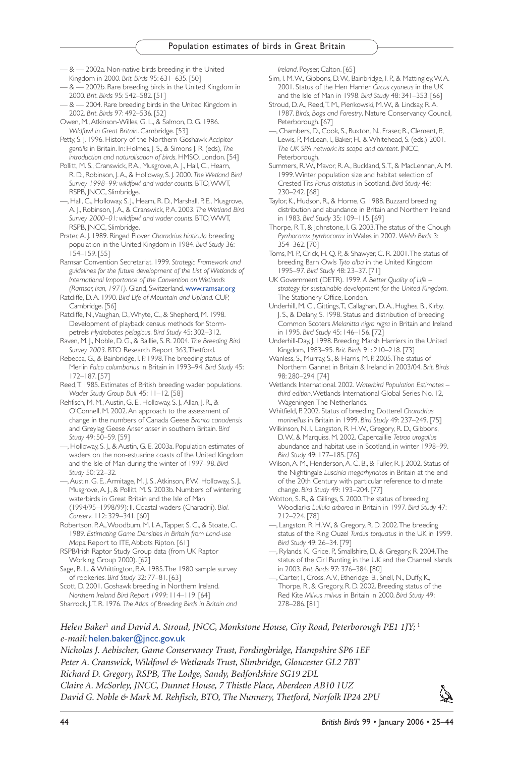— & — 2002a. Non-native birds breeding in the United Kingdom in 2000. *Brit. Birds* 95: 631–635. [50]

— & — 2002b. Rare breeding birds in the United Kingdom in 2000. *Brit. Birds* 95: 542–582. [51]

— & — 2004. Rare breeding birds in the United Kingdom in 2002. *Brit. Birds* 97: 492–536. [52]

Owen, M., Atkinson-Willes, G. L., & Salmon, D. G. 1986. *Wildfowl in Great Britain*. Cambridge. [53]

Petty, S. J. 1996. History of the Northern Goshawk *Accipiter gentilis* in Britain. In: Holmes, J. S., & Simons J. R. (eds), *The introduction and naturalisation of birds*. HMSO, London. [54]

Pollitt, M. S., Cranswick, P. A., Musgrove, A. J., Hall, C., Hearn, R. D., Robinson, J. A., & Holloway, S. J. 2000. *The Wetland Bird Survey 1998–99: wildfowl and wader counts*. BTO, WWT, RSPB, JNCC, Slimbridge.

—, Hall, C., Holloway, S. J., Hearn, R. D., Marshall, P. E., Musgrove, A. J., Robinson, J. A., & Cranswick, P. A. 2003. *The Wetland Bird Survey 2000–01: wildfowl and wader counts*. BTO, WWT, RSPB, JNCC, Slimbridge.

Prater, A. J. 1989. Ringed Plover *Charadrius hiaticula* breeding population in the United Kingdom in 1984. *Bird Study* 36: 154–159. [55]

Ramsar Convention Secretariat. 1999. *Strategic Framework and guidelines for the future development of the List of Wetlands of International Importance of the Convention on Wetlands (Ramsar, Iran, 1971)*. Gland, Switzerland. www.ramsar.org

Ratcliffe, D. A. 1990. *Bird Life of Mountain and Upland*. CUP, Cambridge. [56]

Ratcliffe, N., Vaughan, D., Whyte, C., & Shepherd, M. 1998. Development of playback census methods for Storm-petrels *Hydrobates pelagicus*. *Bird Study* 45: 302–312.

Raven, M. J., Noble, D. G., & Baillie, S. R. 2004. *The Breeding Bird Survey 2003*. BTO Research Report 363, Thetford.

Rebecca, G., & Bainbridge, I. P. 1998. The breeding status of Merlin *Falco columbarius* in Britain in 1993–94. *Bird Study* 45: 172–187. [57]

Reed, T. 1985. Estimates of British breeding wader populations. *Wader Study Group Bull*. 45: 11–12. [58]

Rehfisch, M. M., Austin, G. E., Holloway, S. J., Allan, J. R., & O'Connell, M. 2002. An approach to the assessment of change in the numbers of Canada Geese *Branta canadensis* and Greylag Geese *Anser anser* in southern Britain. *Bird Study* 49: 50–59. [59]

—, Holloway, S. J., & Austin, G. E. 2003a. Population estimates of waders on the non-estuarine coasts of the United Kingdom and the Isle of Man during the winter of 1997–98. *Bird Study* 50: 22–32.

—, Austin, G. E., Armitage, M. J. S., Atkinson, P. W., Holloway, S. J., Musgrove, A. J., & Pollitt, M. S. 2003b. Numbers of wintering waterbirds in Great Britain and the Isle of Man (1994/95–1998/99): II. Coastal waders (Charadrii). *Biol. Conserv*. 112: 329–341. [60]

Robertson, P. A., Woodburn, M. I. A., Tapper, S. C., & Stoate, C. 1989. *Estimating Game Densities in Britain from Land-use Maps*. Report to ITE, Abbots Ripton. [61]

RSPB/Irish Raptor Study Group data (from UK Raptor Working Group 2000). [62]

Sage, B. L., & Whittington, P. A. 1985. The 1980 sample survey of rookeries. *Bird Study* 32: 77–81. [63]

Scott, D. 2001. Goshawk breeding in Northern Ireland. *Northern Ireland Bird Report 1999*: 114–119. [64]

Sharrock, J. T. R. 1976. *The Atlas of Breeding Birds in Britain and Ireland*. Poyser, Calton. [65]

Sim, I. M. W., Gibbons, D. W., Bainbridge, I. P., & Mattingley, W. A. 2001. Status of the Hen Harrier *Circus cyaneus* in the UK and the Isle of Man in 1998. *Bird Study* 48: 341–353. [66]

Stroud, D. A., Reed, T. M., Pienkowski, M. W., & Lindsay, R. A. 1987. *Birds, Bogs and Forestry*. Nature Conservancy Council, Peterborough. [67]

—, Chambers, D., Cook, S., Buxton, N., Fraser, B., Clement, P., Lewis, P., McLean, I., Baker, H., & Whitehead, S. (eds.) 2001. *The UK SPA network: its scope and content*. JNCC, Peterborough.

Summers, R. W., Mavor, R. A., Buckland, S. T., & MacLennan, A. M. 1999. Winter population size and habitat selection of Crested Tits *Parus cristatus* in Scotland. *Bird Study* 46: 230–242. [68]

Taylor, K., Hudson, R., & Horne, G. 1988. Buzzard breeding distribution and abundance in Britain and Northern Ireland in 1983. *Bird Study* 35: 109–115. [69]

Thorpe, R. T., & Johnstone, I. G. 2003. The status of the Chough *Pyrrhocorax pyrrhocorax* in Wales in 2002. *Welsh Birds* 3: 354–362. [70]

Toms, M. P., Crick, H. Q. P., & Shawyer, C. R. 2001. The status of breeding Barn Owls *Tyto alba* in the United Kingdom 1995–97. *Bird Study* 48: 23–37. [71]

UK Government (DETR). 1999. *A Better Quality of Life – strategy for sustainable development for the United Kingdom*. The Stationery Office, London.

Underhill, M. C., Gittings, T., Callaghan, D. A., Hughes, B., Kirby, J. S., & Delany, S. 1998. Status and distribution of breeding Common Scoters *Melanitta nigra nigra* in Britain and Ireland in 1995. *Bird Study* 45: 146–156. [72]

Underhill-Day, J. 1998. Breeding Marsh Harriers in the United Kingdom, 1983–95. *Brit. Birds* 91: 210–218. [73]

Wanless, S., Murray, S., & Harris, M. P. 2005. The status of Northern Gannet in Britain & Ireland in 2003/04. *Brit. Birds* 98: 280–294. [74]

Wetlands International. 2002. *Waterbird Population Estimates – third edition*. Wetlands International Global Series No. 12, Wageningen, The Netherlands.

Whitfield, P. 2002. Status of breeding Dotterel *Charadrius morinellus* in Britain in 1999. *Bird Study* 49: 237–249. [75]

Wilkinson, N. I., Langston, R. H. W., Gregory, R. D., Gibbons, D. W., & Marquiss, M. 2002. Capercaillie *Tetrao urogallus* abundance and habitat use in Scotland, in winter 1998–99. *Bird Study* 49: 177–185. [76]

Wilson, A. M., Henderson, A. C. B., & Fuller, R. J. 2002. Status of the Nightingale *Luscinia megarhynchos* in Britain at the end of the 20th Century with particular reference to climate change. *Bird Study* 49: 193–204. [77]

Wotton, S. R., & Gillings, S. 2000. The status of breeding Woodlarks *Lullula arborea* in Britain in 1997. *Bird Study* 47: 212–224. [78]

—, Langston, R. H. W., & Gregory, R. D. 2002. The breeding status of the Ring Ouzel *Turdus torquatus* in the UK in 1999. *Bird Study* 49: 26–34. [79]

—, Rylands, K., Grice, P., Smallshire, D., & Gregory, R. 2004. The status of the Cirl Bunting in the UK and the Channel Islands in 2003. *Brit. Birds* 97: 376–384. [80]

—, Carter, I., Cross, A. V., Etheridge, B., Snell, N., Duffy, K., Thorpe, R., & Gregory, R. D. 2002. Breeding status of the Red Kite *Milvus milvus* in Britain in 2000. *Bird Study* 49: 278–286. [81]

*Helen Baker[1] and David A. Stroud, JNCC, Monkstone House, City Road, Peterborough PE1 1JY;* [1] *e-mail:* helen.baker@jncc.gov.uk

*Nicholas J. Aebischer, Game Conservancy Trust, Fordingbridge, Hampshire SP6 1EF*

*Peter A. Cranswick, Wildfowl & Wetlands Trust, Slimbridge, Gloucester GL2 7BT*

*Richard D. Gregory, RSPB, The Lodge, Sandy, Bedfordshire SG19 2DL*

*Claire A. McSorley, JNCC, Dunnet House, 7 Thistle Place, Aberdeen AB10 1UZ*

*David G. Noble & Mark M. Rehfisch, BTO, The Nunnery, Thetford, Norfolk IP24 2PU*